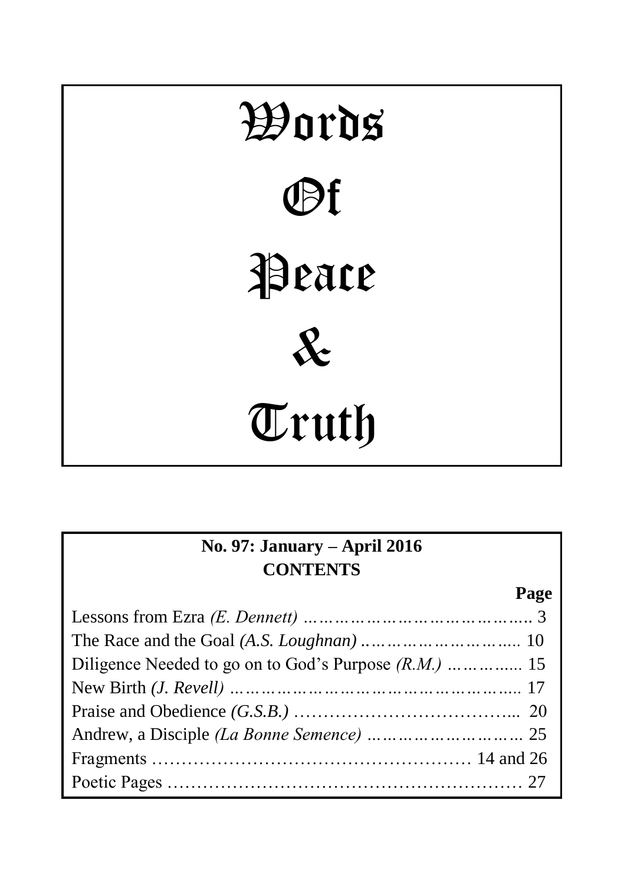# Words Of Peace & Truth

**No. 97: January – April 2016**

**CONTENTS**

| | Page |
|---|---|
| Lessons from Ezra *(E. Dennett)* | 3 |
| The Race and the Goal *(A.S. Loughnan)* | 10 |
| Diligence Needed to go on to God's Purpose *(R.M.)* | 15 |
| New Birth *(J. Revell)* | 17 |
| Praise and Obedience *(G.S.B.)* | 20 |
| Andrew, a Disciple *(La Bonne Semence)* | 25 |
| Fragments | 14 and 26 |
| Poetic Pages | 27 |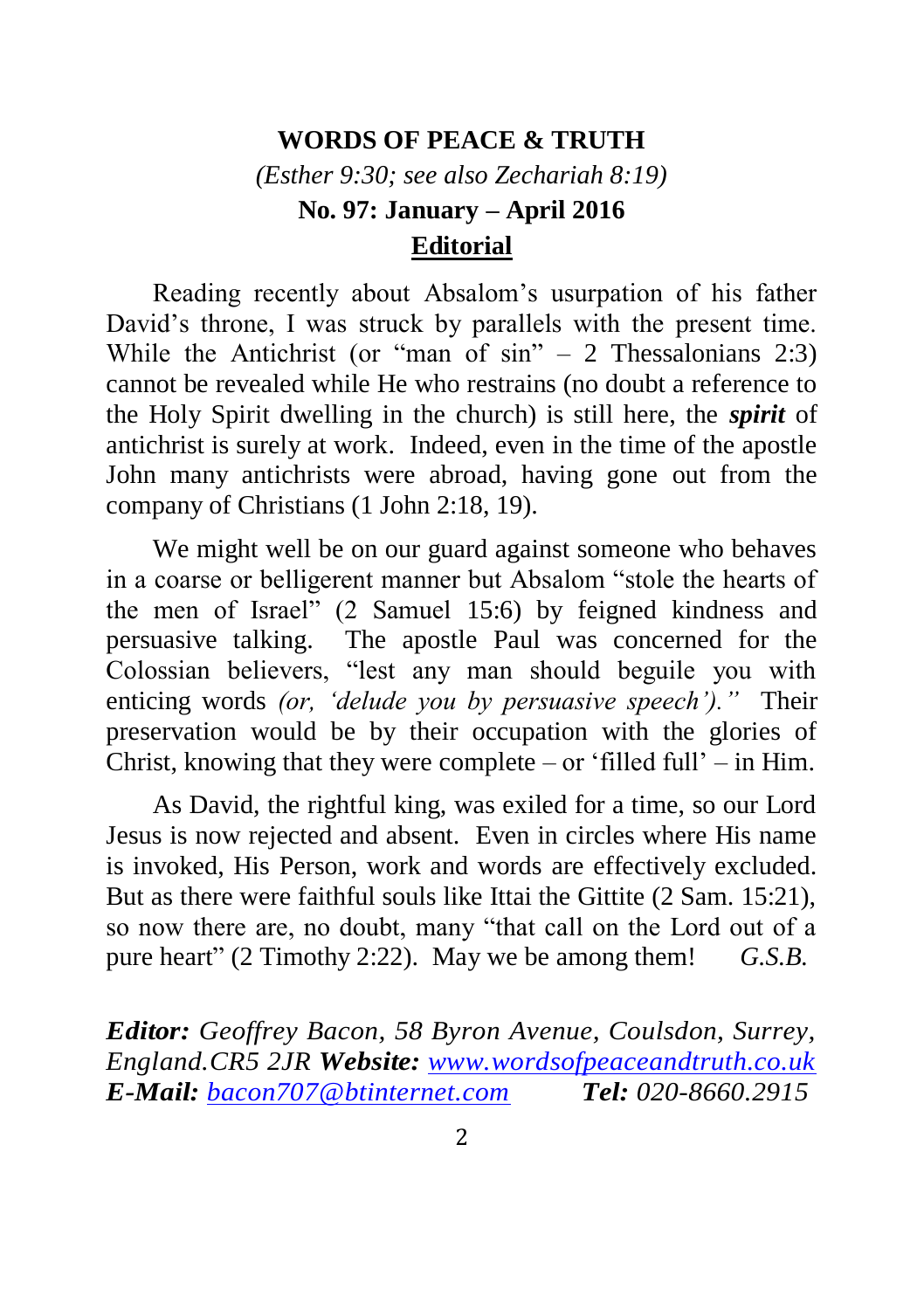# WORDS OF PEACE & TRUTH

*(Esther 9:30; see also Zechariah 8:19)*

**No. 97: January – April 2016**

## Editorial

Reading recently about Absalom's usurpation of his father David's throne, I was struck by parallels with the present time. While the Antichrist (or "man of sin" – 2 Thessalonians 2:3) cannot be revealed while He who restrains (no doubt a reference to the Holy Spirit dwelling in the church) is still here, the ***spirit*** of antichrist is surely at work. Indeed, even in the time of the apostle John many antichrists were abroad, having gone out from the company of Christians (1 John 2:18, 19).

We might well be on our guard against someone who behaves in a coarse or belligerent manner but Absalom "stole the hearts of the men of Israel" (2 Samuel 15:6) by feigned kindness and persuasive talking. The apostle Paul was concerned for the Colossian believers, "lest any man should beguile you with enticing words *(or, 'delude you by persuasive speech')."* Their preservation would be by their occupation with the glories of Christ, knowing that they were complete – or 'filled full' – in Him.

As David, the rightful king, was exiled for a time, so our Lord Jesus is now rejected and absent. Even in circles where His name is invoked, His Person, work and words are effectively excluded. But as there were faithful souls like Ittai the Gittite (2 Sam. 15:21), so now there are, no doubt, many "that call on the Lord out of a pure heart" (2 Timothy 2:22). May we be among them! *G.S.B.*

***Editor:*** *Geoffrey Bacon, 58 Byron Avenue, Coulsdon, Surrey, England.CR5 2JR* ***Website:*** *[www.wordsofpeaceandtruth.co.uk](http://www.wordsofpeaceandtruth.co.uk)*
***E-Mail:*** *[bacon707@btinternet.com](mailto:bacon707@btinternet.com)* ***Tel:*** *020-8660.2915*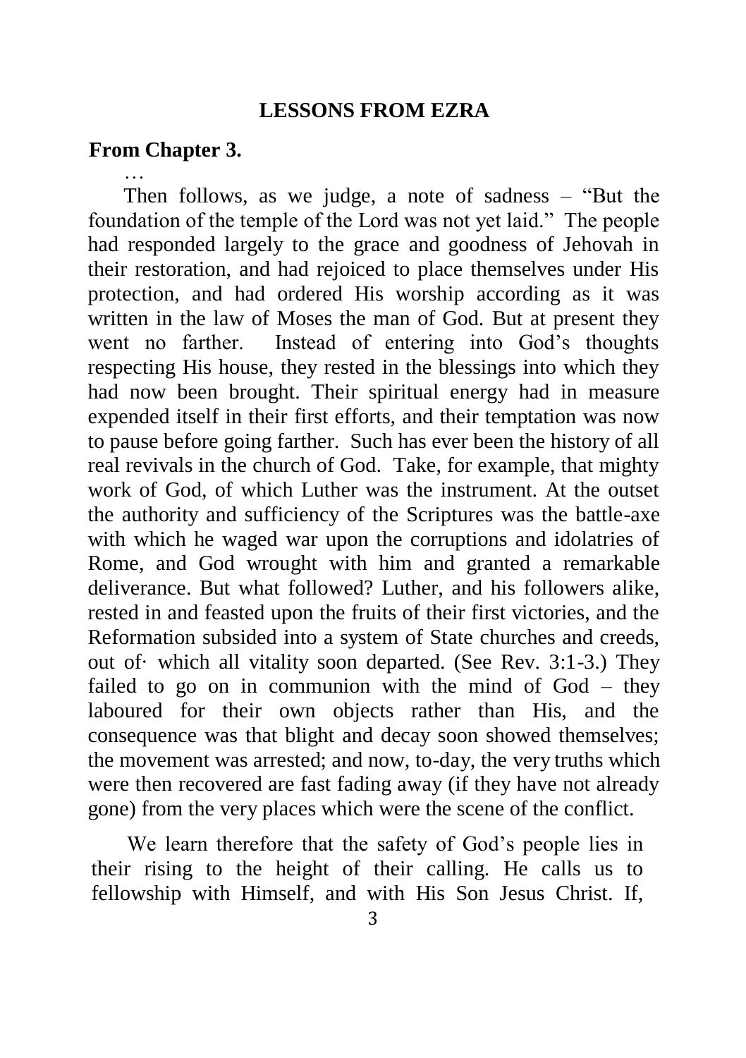## LESSONS FROM EZRA

**From Chapter 3.**

…

Then follows, as we judge, a note of sadness – "But the foundation of the temple of the Lord was not yet laid." The people had responded largely to the grace and goodness of Jehovah in their restoration, and had rejoiced to place themselves under His protection, and had ordered His worship according as it was written in the law of Moses the man of God. But at present they went no farther. Instead of entering into God's thoughts respecting His house, they rested in the blessings into which they had now been brought. Their spiritual energy had in measure expended itself in their first efforts, and their temptation was now to pause before going farther. Such has ever been the history of all real revivals in the church of God. Take, for example, that mighty work of God, of which Luther was the instrument. At the outset the authority and sufficiency of the Scriptures was the battle-axe with which he waged war upon the corruptions and idolatries of Rome, and God wrought with him and granted a remarkable deliverance. But what followed? Luther, and his followers alike, rested in and feasted upon the fruits of their first victories, and the Reformation subsided into a system of State churches and creeds, out of· which all vitality soon departed. (See Rev. 3:1-3.) They failed to go on in communion with the mind of God – they laboured for their own objects rather than His, and the consequence was that blight and decay soon showed themselves; the movement was arrested; and now, to-day, the very truths which were then recovered are fast fading away (if they have not already gone) from the very places which were the scene of the conflict.

We learn therefore that the safety of God's people lies in their rising to the height of their calling. He calls us to fellowship with Himself, and with His Son Jesus Christ. If,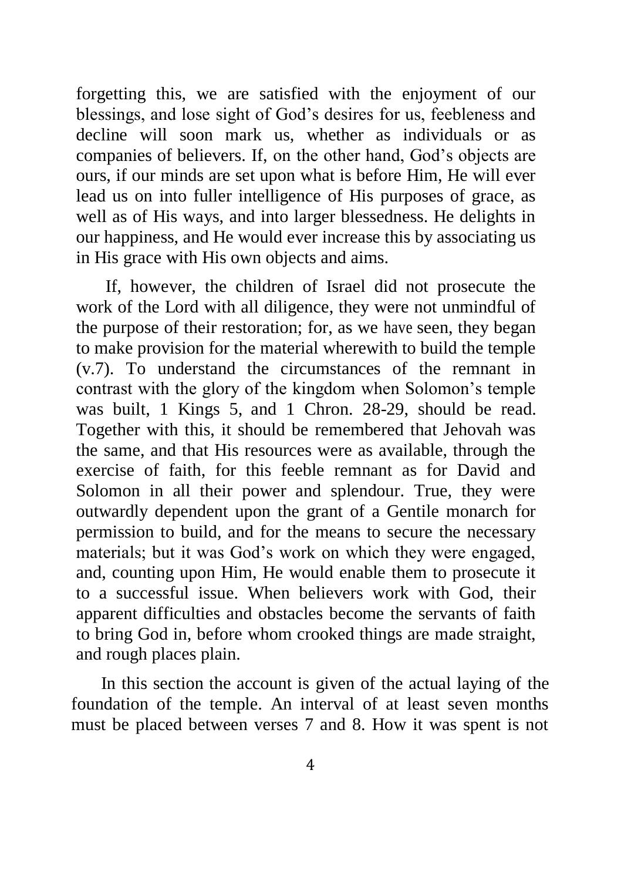forgetting this, we are satisfied with the enjoyment of our blessings, and lose sight of God's desires for us, feebleness and decline will soon mark us, whether as individuals or as companies of believers. If, on the other hand, God's objects are ours, if our minds are set upon what is before Him, He will ever lead us on into fuller intelligence of His purposes of grace, as well as of His ways, and into larger blessedness. He delights in our happiness, and He would ever increase this by associating us in His grace with His own objects and aims.

If, however, the children of Israel did not prosecute the work of the Lord with all diligence, they were not unmindful of the purpose of their restoration; for, as we have seen, they began to make provision for the material wherewith to build the temple (v.7). To understand the circumstances of the remnant in contrast with the glory of the kingdom when Solomon's temple was built, 1 Kings 5, and 1 Chron. 28-29, should be read. Together with this, it should be remembered that Jehovah was the same, and that His resources were as available, through the exercise of faith, for this feeble remnant as for David and Solomon in all their power and splendour. True, they were outwardly dependent upon the grant of a Gentile monarch for permission to build, and for the means to secure the necessary materials; but it was God's work on which they were engaged, and, counting upon Him, He would enable them to prosecute it to a successful issue. When believers work with God, their apparent difficulties and obstacles become the servants of faith to bring God in, before whom crooked things are made straight, and rough places plain.

In this section the account is given of the actual laying of the foundation of the temple. An interval of at least seven months must be placed between verses 7 and 8. How it was spent is not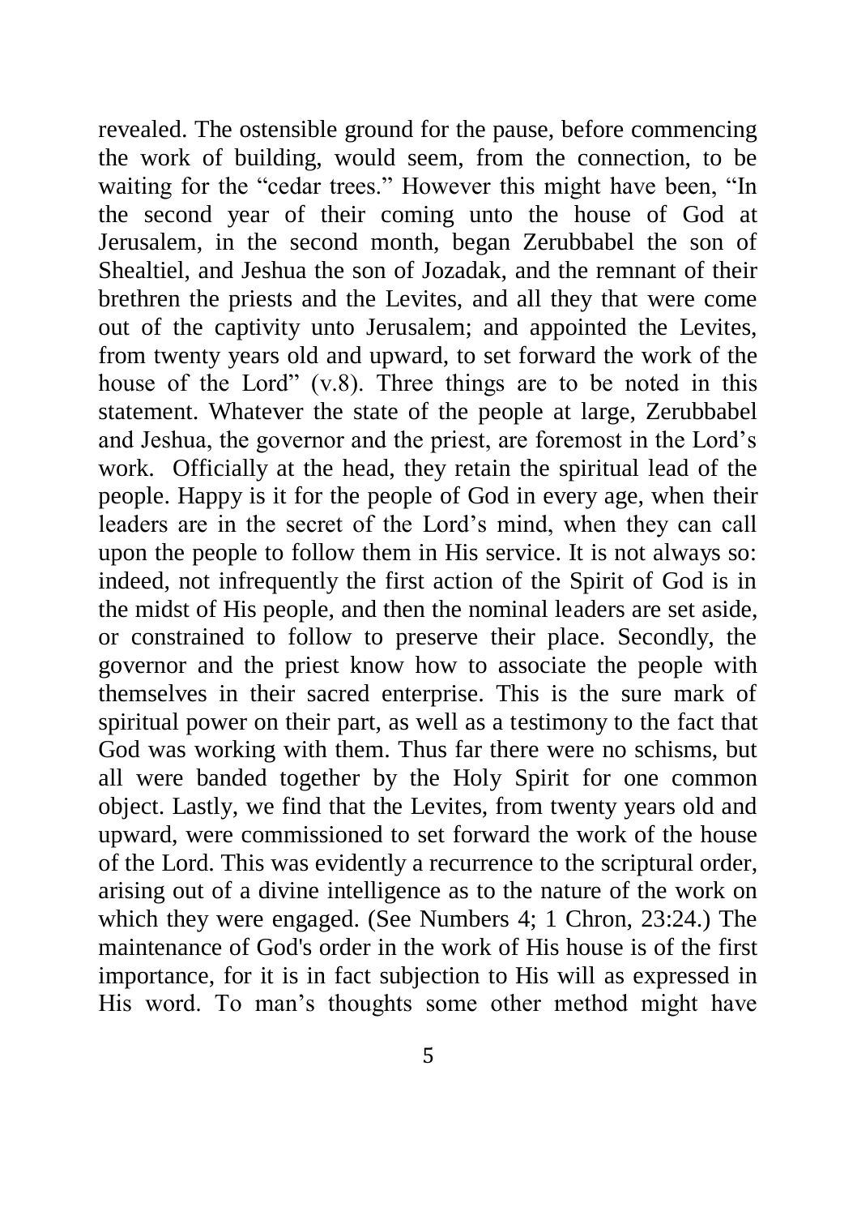revealed. The ostensible ground for the pause, before commencing the work of building, would seem, from the connection, to be waiting for the "cedar trees." However this might have been, "In the second year of their coming unto the house of God at Jerusalem, in the second month, began Zerubbabel the son of Shealtiel, and Jeshua the son of Jozadak, and the remnant of their brethren the priests and the Levites, and all they that were come out of the captivity unto Jerusalem; and appointed the Levites, from twenty years old and upward, to set forward the work of the house of the Lord" (v.8). Three things are to be noted in this statement. Whatever the state of the people at large, Zerubbabel and Jeshua, the governor and the priest, are foremost in the Lord's work. Officially at the head, they retain the spiritual lead of the people. Happy is it for the people of God in every age, when their leaders are in the secret of the Lord's mind, when they can call upon the people to follow them in His service. It is not always so: indeed, not infrequently the first action of the Spirit of God is in the midst of His people, and then the nominal leaders are set aside, or constrained to follow to preserve their place. Secondly, the governor and the priest know how to associate the people with themselves in their sacred enterprise. This is the sure mark of spiritual power on their part, as well as a testimony to the fact that God was working with them. Thus far there were no schisms, but all were banded together by the Holy Spirit for one common object. Lastly, we find that the Levites, from twenty years old and upward, were commissioned to set forward the work of the house of the Lord. This was evidently a recurrence to the scriptural order, arising out of a divine intelligence as to the nature of the work on which they were engaged. (See Numbers 4; 1 Chron, 23:24.) The maintenance of God's order in the work of His house is of the first importance, for it is in fact subjection to His will as expressed in His word. To man's thoughts some other method might have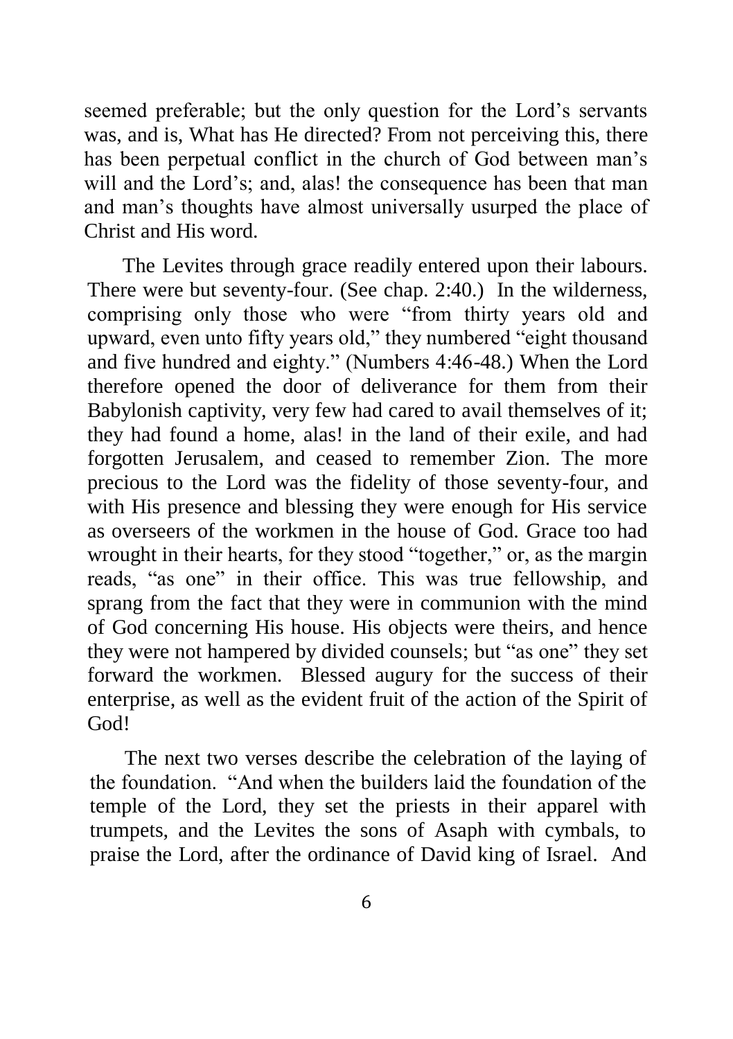seemed preferable; but the only question for the Lord's servants was, and is, What has He directed? From not perceiving this, there has been perpetual conflict in the church of God between man's will and the Lord's; and, alas! the consequence has been that man and man's thoughts have almost universally usurped the place of Christ and His word.

The Levites through grace readily entered upon their labours. There were but seventy-four. (See chap. 2:40.) In the wilderness, comprising only those who were "from thirty years old and upward, even unto fifty years old," they numbered "eight thousand and five hundred and eighty." (Numbers 4:46-48.) When the Lord therefore opened the door of deliverance for them from their Babylonish captivity, very few had cared to avail themselves of it; they had found a home, alas! in the land of their exile, and had forgotten Jerusalem, and ceased to remember Zion. The more precious to the Lord was the fidelity of those seventy-four, and with His presence and blessing they were enough for His service as overseers of the workmen in the house of God. Grace too had wrought in their hearts, for they stood "together," or, as the margin reads, "as one" in their office. This was true fellowship, and sprang from the fact that they were in communion with the mind of God concerning His house. His objects were theirs, and hence they were not hampered by divided counsels; but "as one" they set forward the workmen. Blessed augury for the success of their enterprise, as well as the evident fruit of the action of the Spirit of God!

The next two verses describe the celebration of the laying of the foundation. "And when the builders laid the foundation of the temple of the Lord, they set the priests in their apparel with trumpets, and the Levites the sons of Asaph with cymbals, to praise the Lord, after the ordinance of David king of Israel. And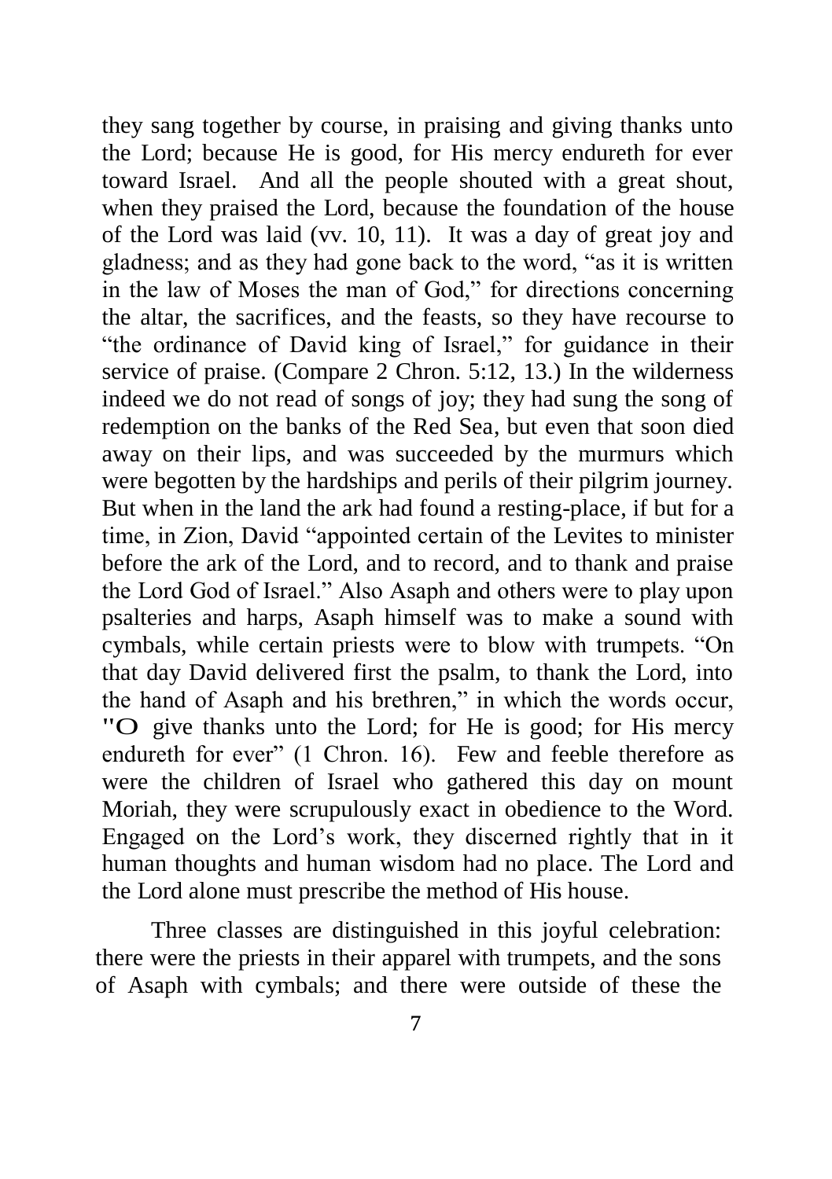they sang together by course, in praising and giving thanks unto the Lord; because He is good, for His mercy endureth for ever toward Israel. And all the people shouted with a great shout, when they praised the Lord, because the foundation of the house of the Lord was laid (vv. 10, 11). It was a day of great joy and gladness; and as they had gone back to the word, "as it is written in the law of Moses the man of God," for directions concerning the altar, the sacrifices, and the feasts, so they have recourse to "the ordinance of David king of Israel," for guidance in their service of praise. (Compare 2 Chron. 5:12, 13.) In the wilderness indeed we do not read of songs of joy; they had sung the song of redemption on the banks of the Red Sea, but even that soon died away on their lips, and was succeeded by the murmurs which were begotten by the hardships and perils of their pilgrim journey. But when in the land the ark had found a resting-place, if but for a time, in Zion, David "appointed certain of the Levites to minister before the ark of the Lord, and to record, and to thank and praise the Lord God of Israel." Also Asaph and others were to play upon psalteries and harps, Asaph himself was to make a sound with cymbals, while certain priests were to blow with trumpets. "On that day David delivered first the psalm, to thank the Lord, into the hand of Asaph and his brethren," in which the words occur, "O give thanks unto the Lord; for He is good; for His mercy endureth for ever" (1 Chron. 16). Few and feeble therefore as were the children of Israel who gathered this day on mount Moriah, they were scrupulously exact in obedience to the Word. Engaged on the Lord's work, they discerned rightly that in it human thoughts and human wisdom had no place. The Lord and the Lord alone must prescribe the method of His house.

Three classes are distinguished in this joyful celebration: there were the priests in their apparel with trumpets, and the sons of Asaph with cymbals; and there were outside of these the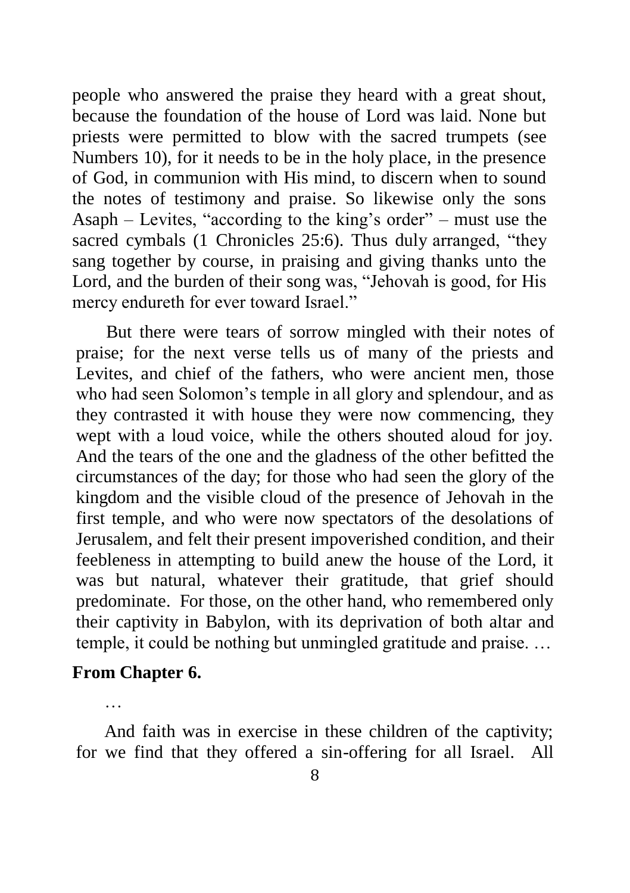people who answered the praise they heard with a great shout, because the foundation of the house of Lord was laid. None but priests were permitted to blow with the sacred trumpets (see Numbers 10), for it needs to be in the holy place, in the presence of God, in communion with His mind, to discern when to sound the notes of testimony and praise. So likewise only the sons Asaph – Levites, "according to the king's order" – must use the sacred cymbals (1 Chronicles 25:6). Thus duly arranged, "they sang together by course, in praising and giving thanks unto the Lord, and the burden of their song was, "Jehovah is good, for His mercy endureth for ever toward Israel."

But there were tears of sorrow mingled with their notes of praise; for the next verse tells us of many of the priests and Levites, and chief of the fathers, who were ancient men, those who had seen Solomon's temple in all glory and splendour, and as they contrasted it with house they were now commencing, they wept with a loud voice, while the others shouted aloud for joy. And the tears of the one and the gladness of the other befitted the circumstances of the day; for those who had seen the glory of the kingdom and the visible cloud of the presence of Jehovah in the first temple, and who were now spectators of the desolations of Jerusalem, and felt their present impoverished condition, and their feebleness in attempting to build anew the house of the Lord, it was but natural, whatever their gratitude, that grief should predominate. For those, on the other hand, who remembered only their captivity in Babylon, with its deprivation of both altar and temple, it could be nothing but unmingled gratitude and praise. …

**From Chapter 6.**

…

And faith was in exercise in these children of the captivity; for we find that they offered a sin-offering for all Israel. All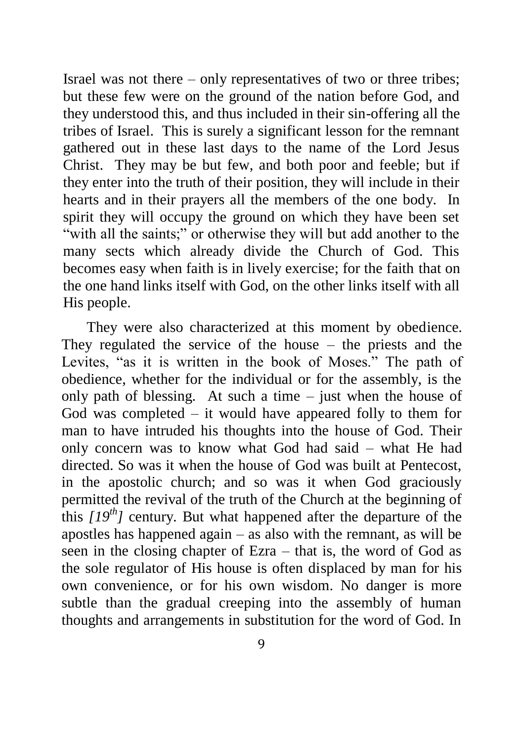Israel was not there – only representatives of two or three tribes; but these few were on the ground of the nation before God, and they understood this, and thus included in their sin-offering all the tribes of Israel. This is surely a significant lesson for the remnant gathered out in these last days to the name of the Lord Jesus Christ. They may be but few, and both poor and feeble; but if they enter into the truth of their position, they will include in their hearts and in their prayers all the members of the one body. In spirit they will occupy the ground on which they have been set "with all the saints;" or otherwise they will but add another to the many sects which already divide the Church of God. This becomes easy when faith is in lively exercise; for the faith that on the one hand links itself with God, on the other links itself with all His people.

They were also characterized at this moment by obedience. They regulated the service of the house – the priests and the Levites, "as it is written in the book of Moses." The path of obedience, whether for the individual or for the assembly, is the only path of blessing. At such a time – just when the house of God was completed – it would have appeared folly to them for man to have intruded his thoughts into the house of God. Their only concern was to know what God had said – what He had directed. So was it when the house of God was built at Pentecost, in the apostolic church; and so was it when God graciously permitted the revival of the truth of the Church at the beginning of this *[19th]* century. But what happened after the departure of the apostles has happened again – as also with the remnant, as will be seen in the closing chapter of Ezra – that is, the word of God as the sole regulator of His house is often displaced by man for his own convenience, or for his own wisdom. No danger is more subtle than the gradual creeping into the assembly of human thoughts and arrangements in substitution for the word of God. In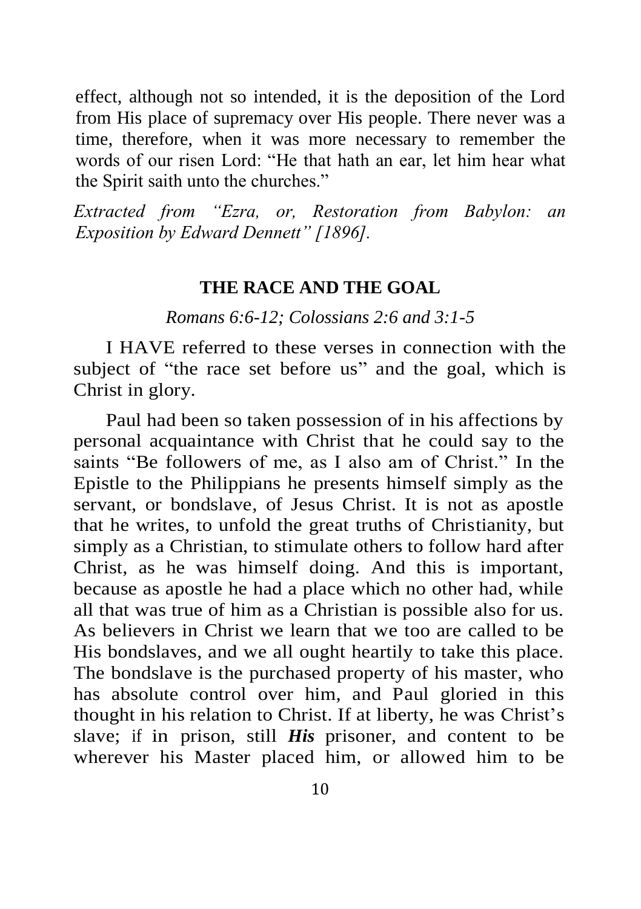effect, although not so intended, it is the deposition of the Lord from His place of supremacy over His people. There never was a time, therefore, when it was more necessary to remember the words of our risen Lord: "He that hath an ear, let him hear what the Spirit saith unto the churches."

*Extracted from "Ezra, or, Restoration from Babylon: an Exposition by Edward Dennett" [1896].*

## THE RACE AND THE GOAL

*Romans 6:6-12; Colossians 2:6 and 3:1-5*

I HAVE referred to these verses in connection with the subject of "the race set before us" and the goal, which is Christ in glory.

Paul had been so taken possession of in his affections by personal acquaintance with Christ that he could say to the saints "Be followers of me, as I also am of Christ." In the Epistle to the Philippians he presents himself simply as the servant, or bondslave, of Jesus Christ. It is not as apostle that he writes, to unfold the great truths of Christianity, but simply as a Christian, to stimulate others to follow hard after Christ, as he was himself doing. And this is important, because as apostle he had a place which no other had, while all that was true of him as a Christian is possible also for us. As believers in Christ we learn that we too are called to be His bondslaves, and we all ought heartily to take this place. The bondslave is the purchased property of his master, who has absolute control over him, and Paul gloried in this thought in his relation to Christ. If at liberty, he was Christ's slave; if in prison, still ***His*** prisoner, and content to be wherever his Master placed him, or allowed him to be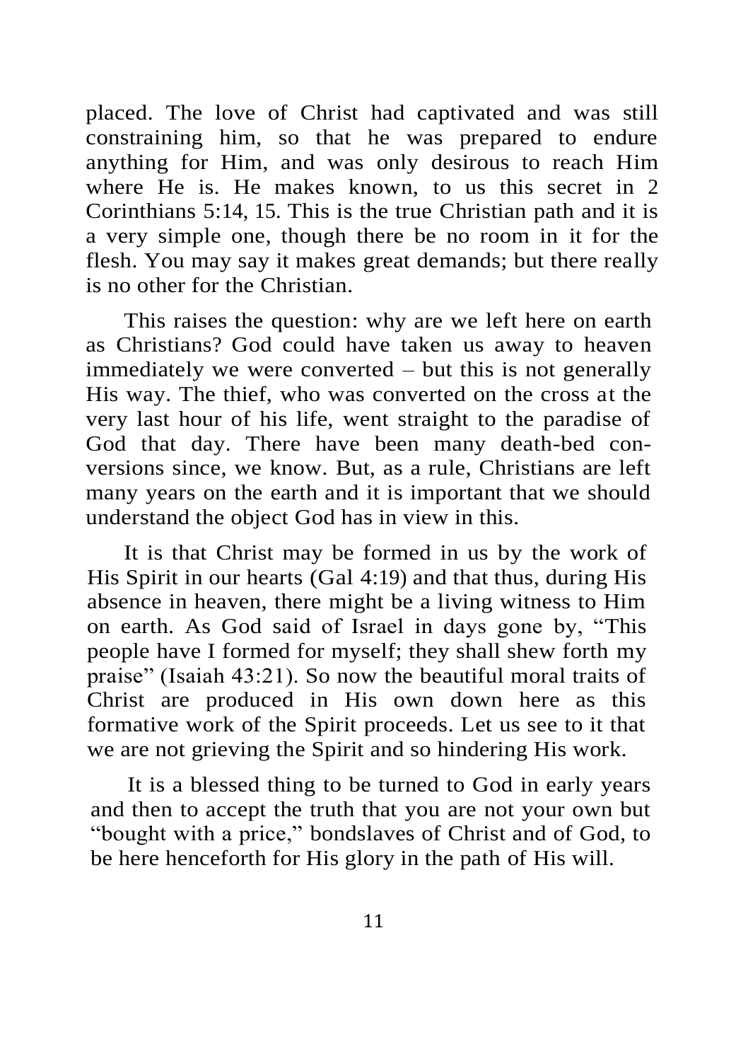placed. The love of Christ had captivated and was still constraining him, so that he was prepared to endure anything for Him, and was only desirous to reach Him where He is. He makes known, to us this secret in 2 Corinthians 5:14, 15. This is the true Christian path and it is a very simple one, though there be no room in it for the flesh. You may say it makes great demands; but there really is no other for the Christian.

This raises the question: why are we left here on earth as Christians? God could have taken us away to heaven immediately we were converted – but this is not generally His way. The thief, who was converted on the cross at the very last hour of his life, went straight to the paradise of God that day. There have been many death-bed conversions since, we know. But, as a rule, Christians are left many years on the earth and it is important that we should understand the object God has in view in this.

It is that Christ may be formed in us by the work of His Spirit in our hearts (Gal 4:19) and that thus, during His absence in heaven, there might be a living witness to Him on earth. As God said of Israel in days gone by, "This people have I formed for myself; they shall shew forth my praise" (Isaiah 43:21). So now the beautiful moral traits of Christ are produced in His own down here as this formative work of the Spirit proceeds. Let us see to it that we are not grieving the Spirit and so hindering His work.

It is a blessed thing to be turned to God in early years and then to accept the truth that you are not your own but "bought with a price," bondslaves of Christ and of God, to be here henceforth for His glory in the path of His will.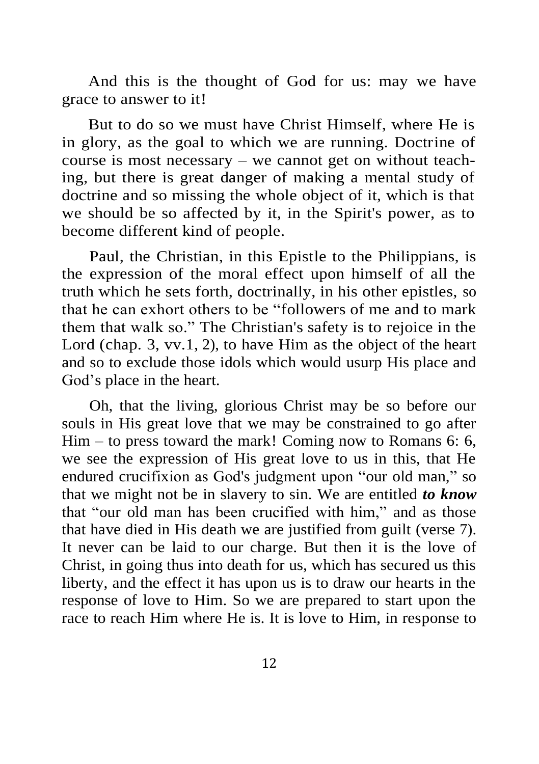And this is the thought of God for us: may we have grace to answer to it!

But to do so we must have Christ Himself, where He is in glory, as the goal to which we are running. Doctrine of course is most necessary – we cannot get on without teaching, but there is great danger of making a mental study of doctrine and so missing the whole object of it, which is that we should be so affected by it, in the Spirit's power, as to become different kind of people.

Paul, the Christian, in this Epistle to the Philippians, is the expression of the moral effect upon himself of all the truth which he sets forth, doctrinally, in his other epistles, so that he can exhort others to be "followers of me and to mark them that walk so." The Christian's safety is to rejoice in the Lord (chap. 3, vv.1, 2), to have Him as the object of the heart and so to exclude those idols which would usurp His place and God's place in the heart.

Oh, that the living, glorious Christ may be so before our souls in His great love that we may be constrained to go after Him – to press toward the mark! Coming now to Romans 6: 6, we see the expression of His great love to us in this, that He endured crucifixion as God's judgment upon "our old man," so that we might not be in slavery to sin. We are entitled ***to know*** that "our old man has been crucified with him," and as those that have died in His death we are justified from guilt (verse 7). It never can be laid to our charge. But then it is the love of Christ, in going thus into death for us, which has secured us this liberty, and the effect it has upon us is to draw our hearts in the response of love to Him. So we are prepared to start upon the race to reach Him where He is. It is love to Him, in response to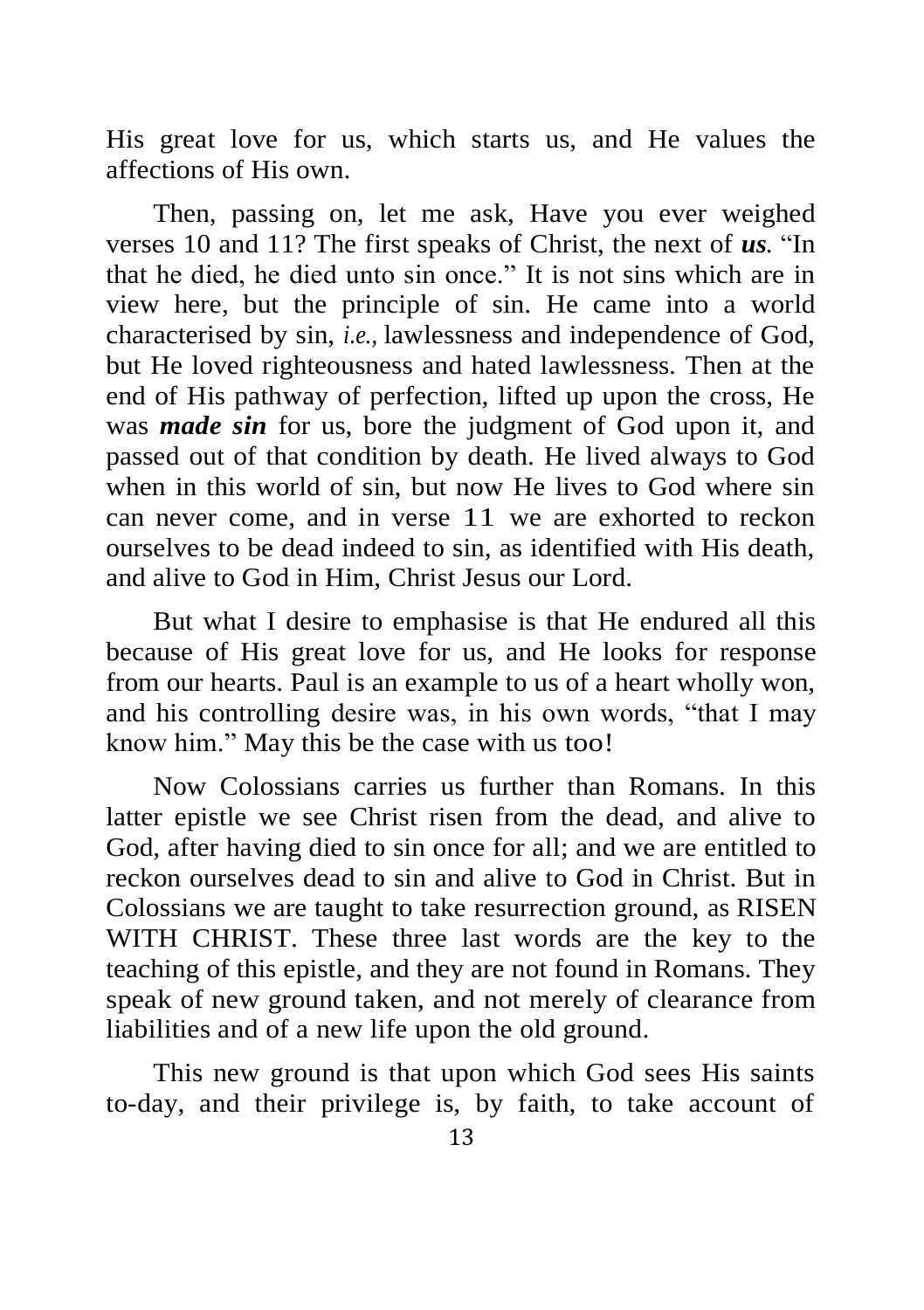His great love for us, which starts us, and He values the affections of His own.

Then, passing on, let me ask, Have you ever weighed verses 10 and 11? The first speaks of Christ, the next of ***us***. "In that he died, he died unto sin once." It is not sins which are in view here, but the principle of sin. He came into a world characterised by sin, *i.e.,* lawlessness and independence of God, but He loved righteousness and hated lawlessness. Then at the end of His pathway of perfection, lifted up upon the cross, He was ***made sin*** for us, bore the judgment of God upon it, and passed out of that condition by death. He lived always to God when in this world of sin, but now He lives to God where sin can never come, and in verse 11 we are exhorted to reckon ourselves to be dead indeed to sin, as identified with His death, and alive to God in Him, Christ Jesus our Lord.

But what I desire to emphasise is that He endured all this because of His great love for us, and He looks for response from our hearts. Paul is an example to us of a heart wholly won, and his controlling desire was, in his own words, "that I may know him." May this be the case with us too!

Now Colossians carries us further than Romans. In this latter epistle we see Christ risen from the dead, and alive to God, after having died to sin once for all; and we are entitled to reckon ourselves dead to sin and alive to God in Christ. But in Colossians we are taught to take resurrection ground, as RISEN WITH CHRIST. These three last words are the key to the teaching of this epistle, and they are not found in Romans. They speak of new ground taken, and not merely of clearance from liabilities and of a new life upon the old ground.

This new ground is that upon which God sees His saints to-day, and their privilege is, by faith, to take account of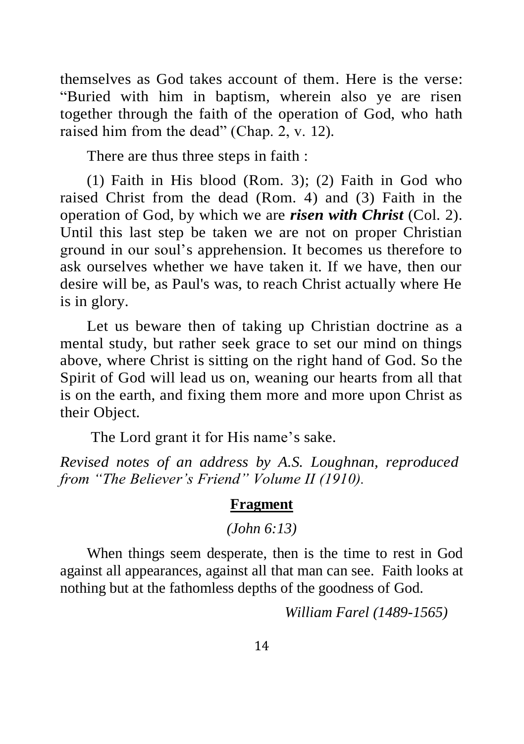themselves as God takes account of them. Here is the verse: "Buried with him in baptism, wherein also ye are risen together through the faith of the operation of God, who hath raised him from the dead" (Chap. 2, v. 12).

There are thus three steps in faith :

(1) Faith in His blood (Rom. 3); (2) Faith in God who raised Christ from the dead (Rom. 4) and (3) Faith in the operation of God, by which we are ***risen with Christ*** (Col. 2). Until this last step be taken we are not on proper Christian ground in our soul's apprehension. It becomes us therefore to ask ourselves whether we have taken it. If we have, then our desire will be, as Paul's was, to reach Christ actually where He is in glory.

Let us beware then of taking up Christian doctrine as a mental study, but rather seek grace to set our mind on things above, where Christ is sitting on the right hand of God. So the Spirit of God will lead us on, weaning our hearts from all that is on the earth, and fixing them more and more upon Christ as their Object.

The Lord grant it for His name's sake.

*Revised notes of an address by A.S. Loughnan, reproduced from "The Believer's Friend" Volume II (1910).*

## Fragment

*(John 6:13)*

When things seem desperate, then is the time to rest in God against all appearances, against all that man can see. Faith looks at nothing but at the fathomless depths of the goodness of God.

*William Farel (1489-1565)*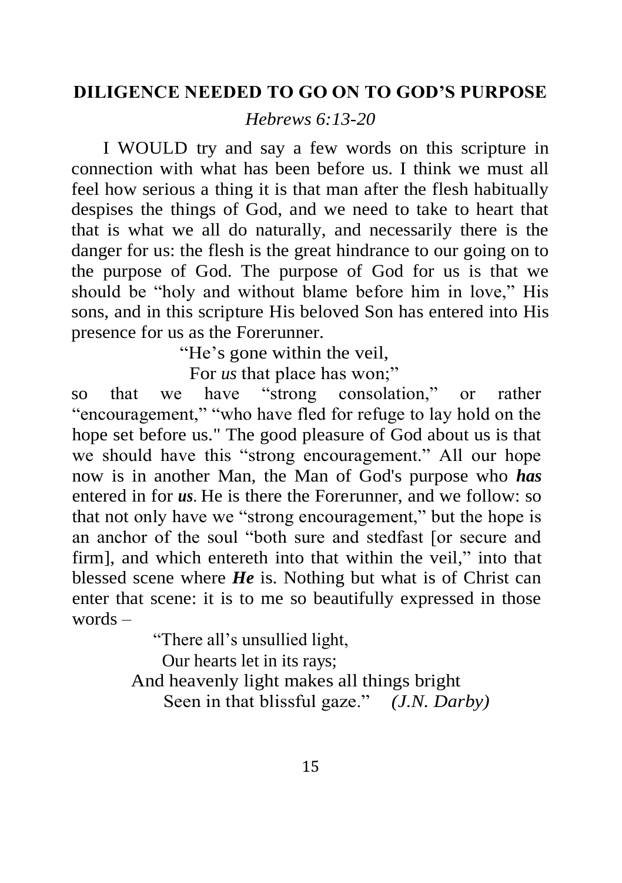## DILIGENCE NEEDED TO GO ON TO GOD'S PURPOSE

*Hebrews 6:13-20*

I WOULD try and say a few words on this scripture in connection with what has been before us. I think we must all feel how serious a thing it is that man after the flesh habitually despises the things of God, and we need to take to heart that that is what we all do naturally, and necessarily there is the danger for us: the flesh is the great hindrance to our going on to the purpose of God. The purpose of God for us is that we should be "holy and without blame before him in love," His sons, and in this scripture His beloved Son has entered into His presence for us as the Forerunner.

"He's gone within the veil,
For *us* that place has won;"

so that we have "strong consolation," or rather "encouragement," "who have fled for refuge to lay hold on the hope set before us." The good pleasure of God about us is that we should have this "strong encouragement." All our hope now is in another Man, the Man of God's purpose who ***has*** entered in for ***us***. He is there the Forerunner, and we follow: so that not only have we "strong encouragement," but the hope is an anchor of the soul "both sure and stedfast [or secure and firm], and which entereth into that within the veil," into that blessed scene where ***He*** is. Nothing but what is of Christ can enter that scene: it is to me so beautifully expressed in those words –

"There all's unsullied light,
Our hearts let in its rays;
And heavenly light makes all things bright
Seen in that blissful gaze." *(J.N. Darby)*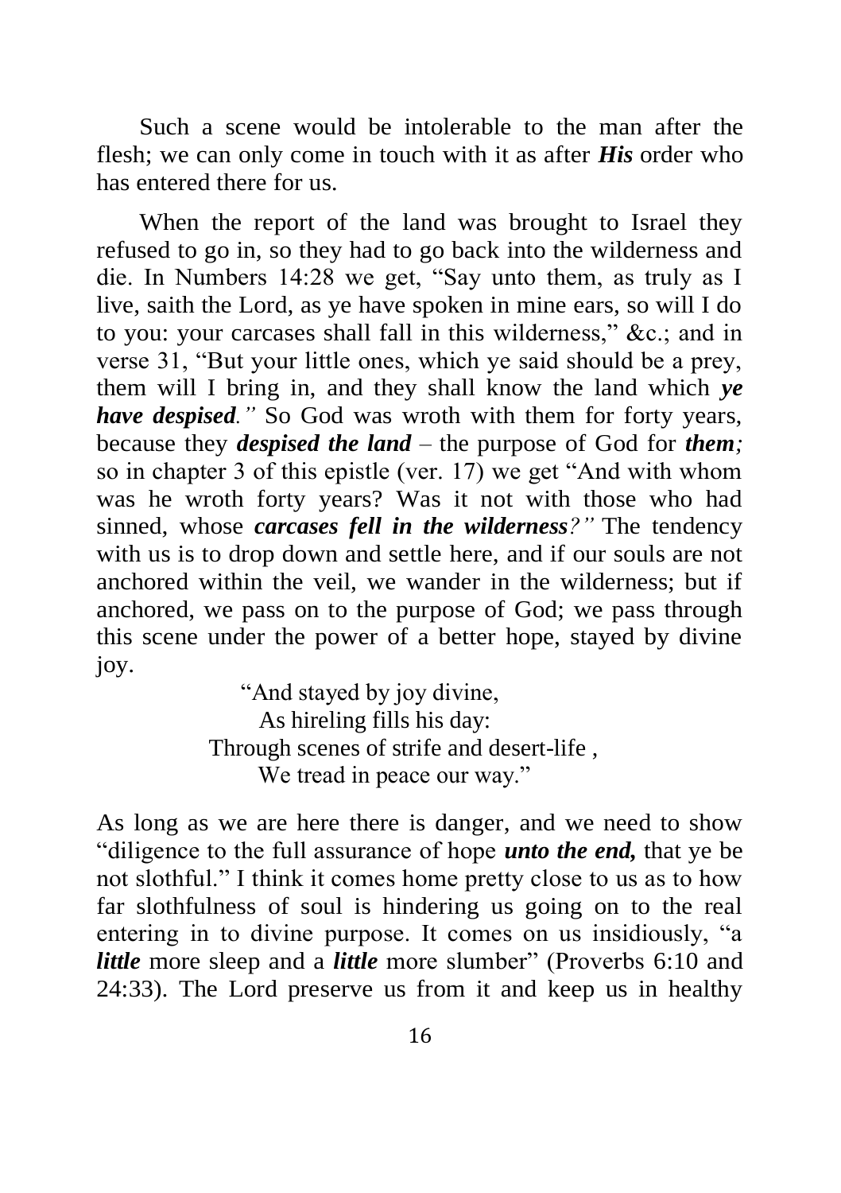Such a scene would be intolerable to the man after the flesh; we can only come in touch with it as after ***His*** order who has entered there for us.

When the report of the land was brought to Israel they refused to go in, so they had to go back into the wilderness and die. In Numbers 14:28 we get, "Say unto them, as truly as I live, saith the Lord, as ye have spoken in mine ears, so will I do to you: your carcases shall fall in this wilderness," &c.; and in verse 31, "But your little ones, which ye said should be a prey, them will I bring in, and they shall know the land which ***ye have despised**."* So God was wroth with them for forty years, because they ***despised the land*** – the purpose of God for ***them****;* so in chapter 3 of this epistle (ver. 17) we get "And with whom was he wroth forty years? Was it not with those who had sinned, whose ***carcases fell in the wilderness****?"* The tendency with us is to drop down and settle here, and if our souls are not anchored within the veil, we wander in the wilderness; but if anchored, we pass on to the purpose of God; we pass through this scene under the power of a better hope, stayed by divine joy.

> "And stayed by joy divine,
> As hireling fills his day:
> Through scenes of strife and desert-life ,
> We tread in peace our way."

As long as we are here there is danger, and we need to show "diligence to the full assurance of hope ***unto the end,*** that ye be not slothful." I think it comes home pretty close to us as to how far slothfulness of soul is hindering us going on to the real entering in to divine purpose. It comes on us insidiously, "a ***little*** more sleep and a ***little*** more slumber" (Proverbs 6:10 and 24:33). The Lord preserve us from it and keep us in healthy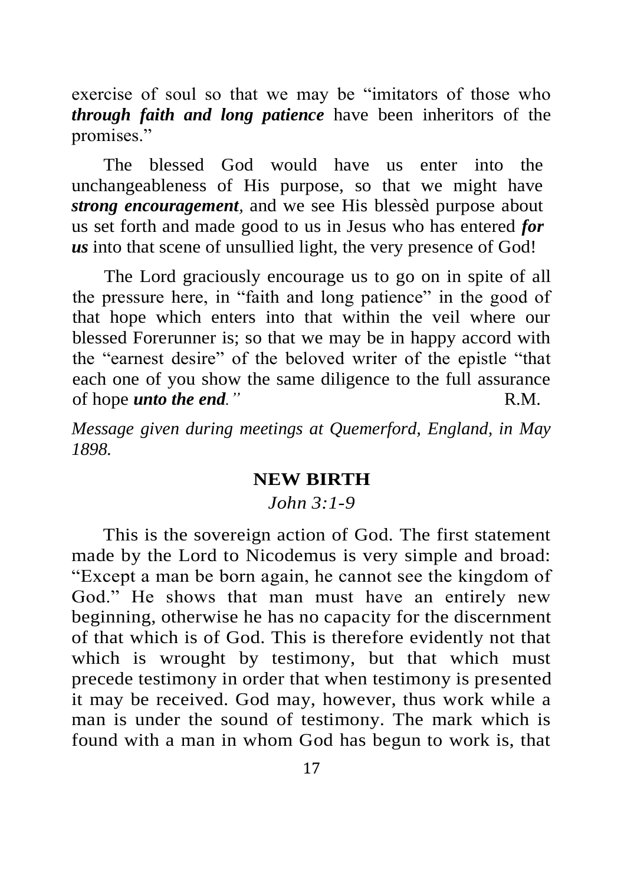exercise of soul so that we may be "imitators of those who ***through faith and long patience*** have been inheritors of the promises."

The blessed God would have us enter into the unchangeableness of His purpose, so that we might have ***strong encouragement***, and we see His blessèd purpose about us set forth and made good to us in Jesus who has entered ***for us*** into that scene of unsullied light, the very presence of God!

The Lord graciously encourage us to go on in spite of all the pressure here, in "faith and long patience" in the good of that hope which enters into that within the veil where our blessed Forerunner is; so that we may be in happy accord with the "earnest desire" of the beloved writer of the epistle "that each one of you show the same diligence to the full assurance of hope ***unto the end**."* R.M.

*Message given during meetings at Quemerford, England, in May 1898.*

## NEW BIRTH

*John 3:1-9*

This is the sovereign action of God. The first statement made by the Lord to Nicodemus is very simple and broad: "Except a man be born again, he cannot see the kingdom of God." He shows that man must have an entirely new beginning, otherwise he has no capacity for the discernment of that which is of God. This is therefore evidently not that which is wrought by testimony, but that which must precede testimony in order that when testimony is presented it may be received. God may, however, thus work while a man is under the sound of testimony. The mark which is found with a man in whom God has begun to work is, that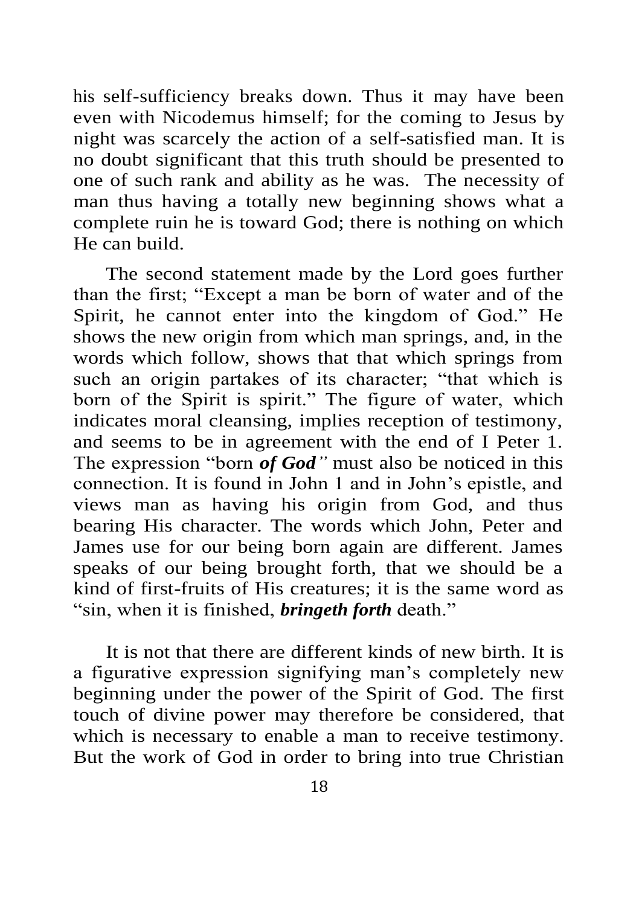his self-sufficiency breaks down. Thus it may have been even with Nicodemus himself; for the coming to Jesus by night was scarcely the action of a self-satisfied man. It is no doubt significant that this truth should be presented to one of such rank and ability as he was. The necessity of man thus having a totally new beginning shows what a complete ruin he is toward God; there is nothing on which He can build.

The second statement made by the Lord goes further than the first; "Except a man be born of water and of the Spirit, he cannot enter into the kingdom of God." He shows the new origin from which man springs, and, in the words which follow, shows that that which springs from such an origin partakes of its character; "that which is born of the Spirit is spirit." The figure of water, which indicates moral cleansing, implies reception of testimony, and seems to be in agreement with the end of I Peter 1. The expression "born ***of God***" must also be noticed in this connection. It is found in John 1 and in John's epistle, and views man as having his origin from God, and thus bearing His character. The words which John, Peter and James use for our being born again are different. James speaks of our being brought forth, that we should be a kind of first-fruits of His creatures; it is the same word as "sin, when it is finished, ***bringeth forth*** death."

It is not that there are different kinds of new birth. It is a figurative expression signifying man's completely new beginning under the power of the Spirit of God. The first touch of divine power may therefore be considered, that which is necessary to enable a man to receive testimony. But the work of God in order to bring into true Christian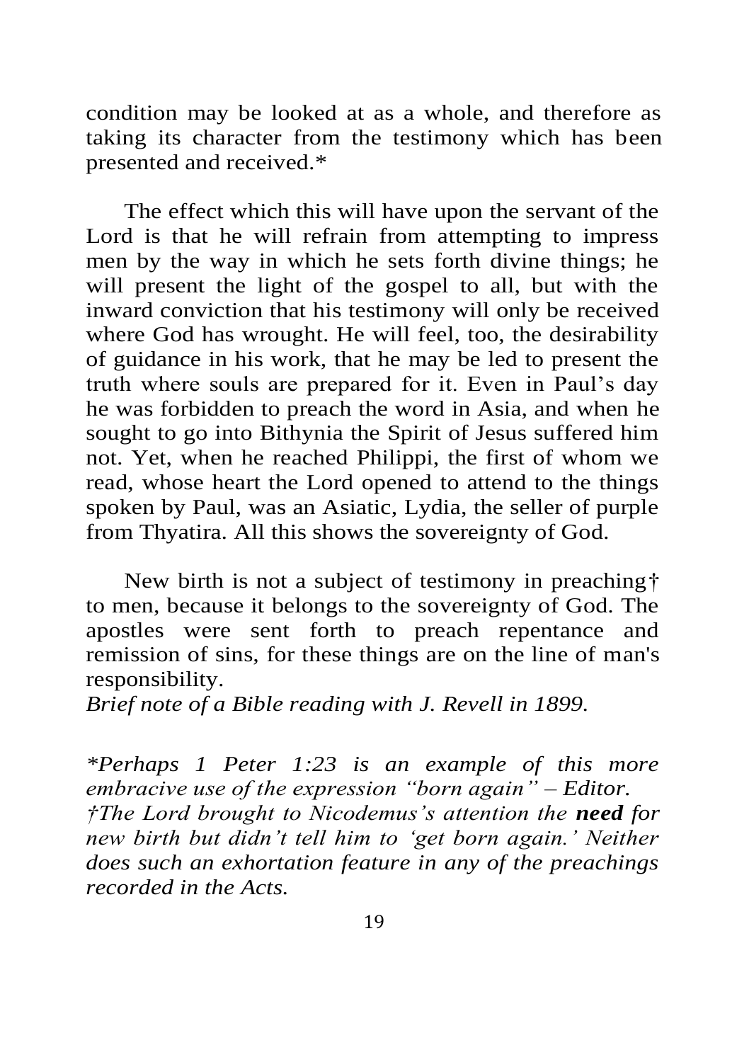condition may be looked at as a whole, and therefore as taking its character from the testimony which has been presented and received.*

The effect which this will have upon the servant of the Lord is that he will refrain from attempting to impress men by the way in which he sets forth divine things; he will present the light of the gospel to all, but with the inward conviction that his testimony will only be received where God has wrought. He will feel, too, the desirability of guidance in his work, that he may be led to present the truth where souls are prepared for it. Even in Paul's day he was forbidden to preach the word in Asia, and when he sought to go into Bithynia the Spirit of Jesus suffered him not. Yet, when he reached Philippi, the first of whom we read, whose heart the Lord opened to attend to the things spoken by Paul, was an Asiatic, Lydia, the seller of purple from Thyatira. All this shows the sovereignty of God.

New birth is not a subject of testimony in preaching† to men, because it belongs to the sovereignty of God. The apostles were sent forth to preach repentance and remission of sins, for these things are on the line of man's responsibility.

*Brief note of a Bible reading with J. Revell in 1899.*

*\*Perhaps 1 Peter 1:23 is an example of this more embracive use of the expression "born again" – Editor.*

*†The Lord brought to Nicodemus's attention the **need** for new birth but didn't tell him to 'get born again.' Neither does such an exhortation feature in any of the preachings recorded in the Acts.*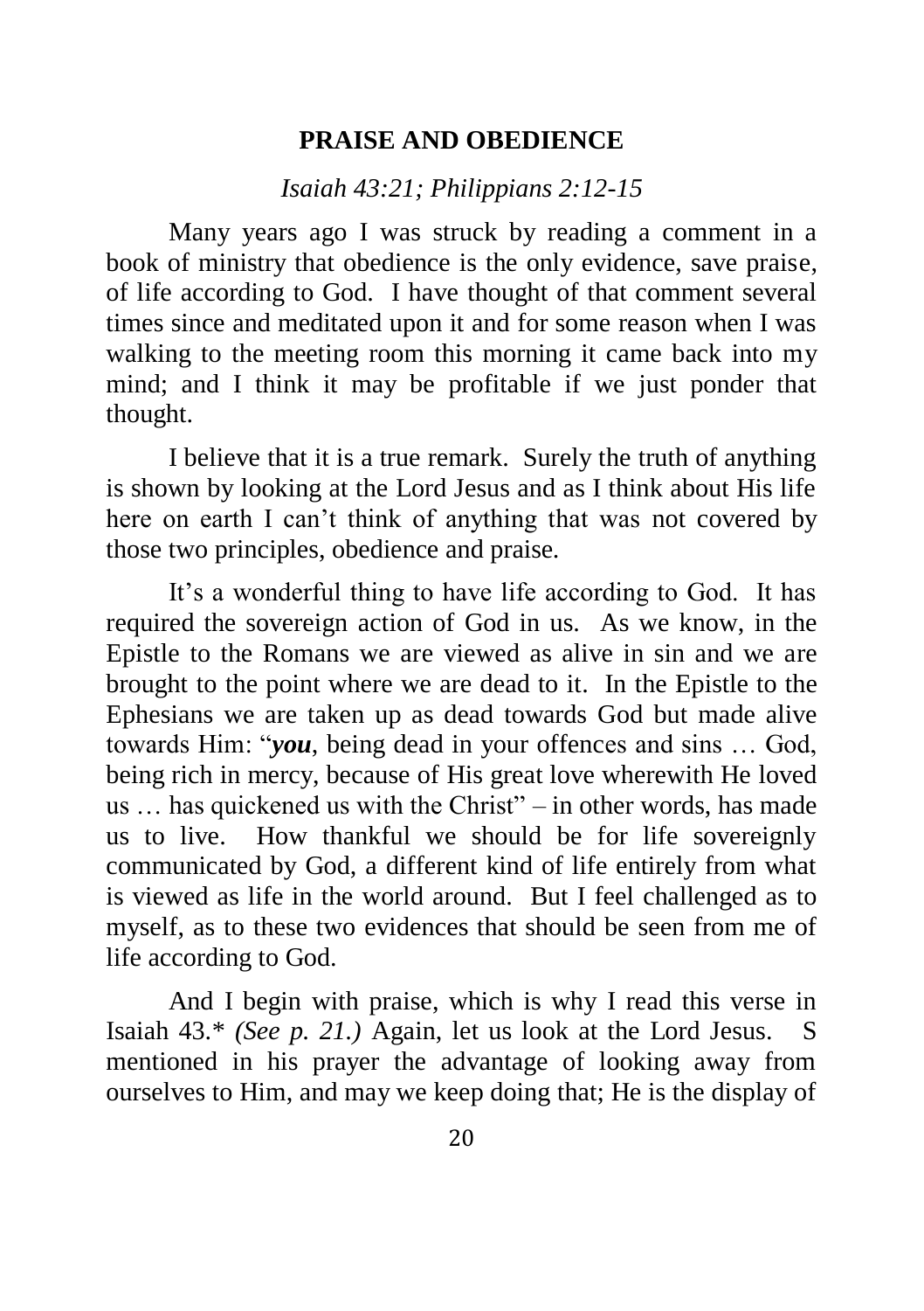## PRAISE AND OBEDIENCE

*Isaiah 43:21; Philippians 2:12-15*

Many years ago I was struck by reading a comment in a book of ministry that obedience is the only evidence, save praise, of life according to God. I have thought of that comment several times since and meditated upon it and for some reason when I was walking to the meeting room this morning it came back into my mind; and I think it may be profitable if we just ponder that thought.

I believe that it is a true remark. Surely the truth of anything is shown by looking at the Lord Jesus and as I think about His life here on earth I can't think of anything that was not covered by those two principles, obedience and praise.

It's a wonderful thing to have life according to God. It has required the sovereign action of God in us. As we know, in the Epistle to the Romans we are viewed as alive in sin and we are brought to the point where we are dead to it. In the Epistle to the Ephesians we are taken up as dead towards God but made alive towards Him: "***you***, being dead in your offences and sins … God, being rich in mercy, because of His great love wherewith He loved us … has quickened us with the Christ" – in other words, has made us to live. How thankful we should be for life sovereignly communicated by God, a different kind of life entirely from what is viewed as life in the world around. But I feel challenged as to myself, as to these two evidences that should be seen from me of life according to God.

And I begin with praise, which is why I read this verse in Isaiah 43.* *(See p. 21.)* Again, let us look at the Lord Jesus. S mentioned in his prayer the advantage of looking away from ourselves to Him, and may we keep doing that; He is the display of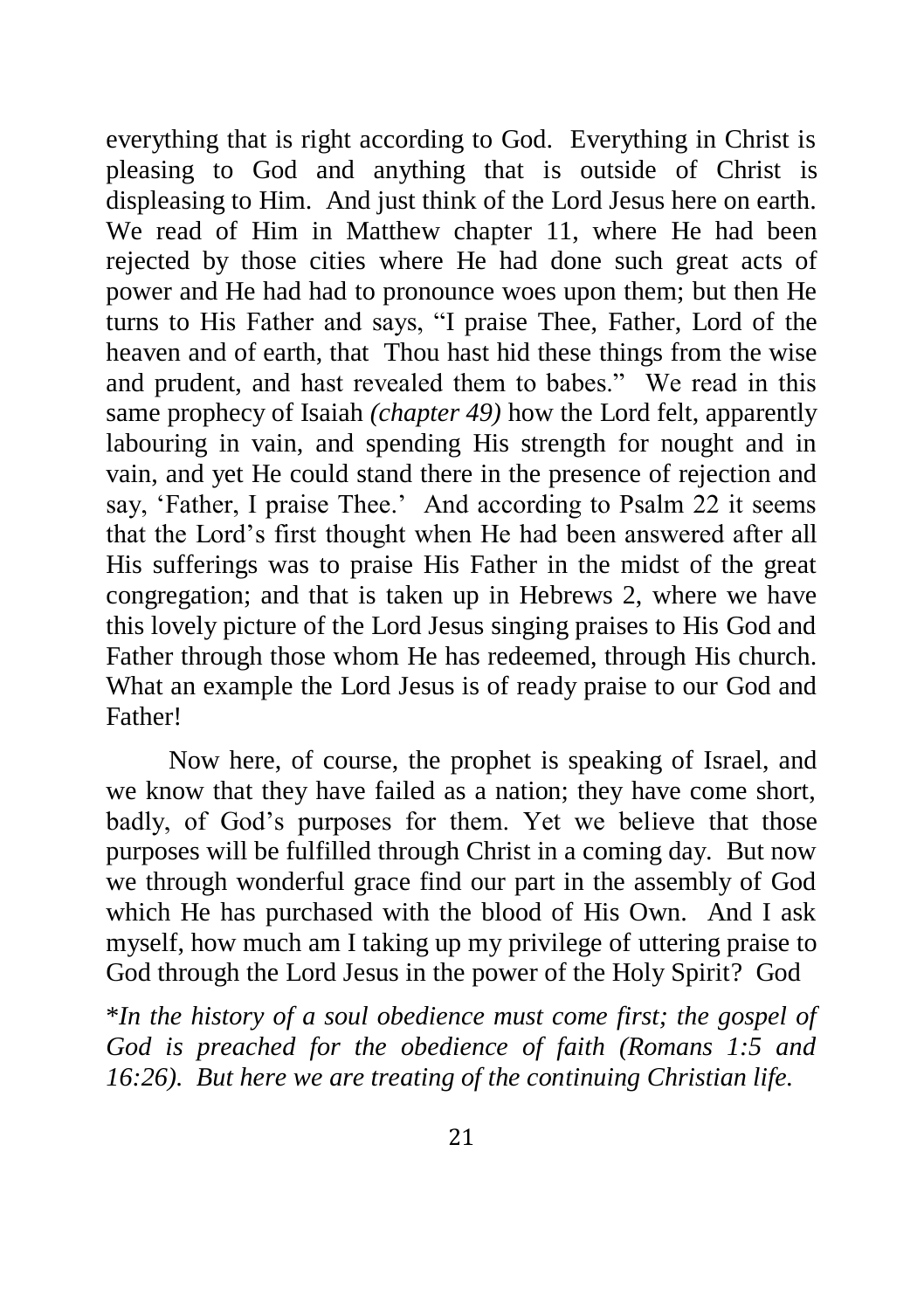everything that is right according to God. Everything in Christ is pleasing to God and anything that is outside of Christ is displeasing to Him. And just think of the Lord Jesus here on earth. We read of Him in Matthew chapter 11, where He had been rejected by those cities where He had done such great acts of power and He had had to pronounce woes upon them; but then He turns to His Father and says, "I praise Thee, Father, Lord of the heaven and of earth, that Thou hast hid these things from the wise and prudent, and hast revealed them to babes." We read in this same prophecy of Isaiah *(chapter 49)* how the Lord felt, apparently labouring in vain, and spending His strength for nought and in vain, and yet He could stand there in the presence of rejection and say, 'Father, I praise Thee.' And according to Psalm 22 it seems that the Lord's first thought when He had been answered after all His sufferings was to praise His Father in the midst of the great congregation; and that is taken up in Hebrews 2, where we have this lovely picture of the Lord Jesus singing praises to His God and Father through those whom He has redeemed, through His church. What an example the Lord Jesus is of ready praise to our God and Father!

Now here, of course, the prophet is speaking of Israel, and we know that they have failed as a nation; they have come short, badly, of God's purposes for them. Yet we believe that those purposes will be fulfilled through Christ in a coming day. But now we through wonderful grace find our part in the assembly of God which He has purchased with the blood of His Own. And I ask myself, how much am I taking up my privilege of uttering praise to God through the Lord Jesus in the power of the Holy Spirit? God

\**In the history of a soul obedience must come first; the gospel of God is preached for the obedience of faith (Romans 1:5 and 16:26). But here we are treating of the continuing Christian life.*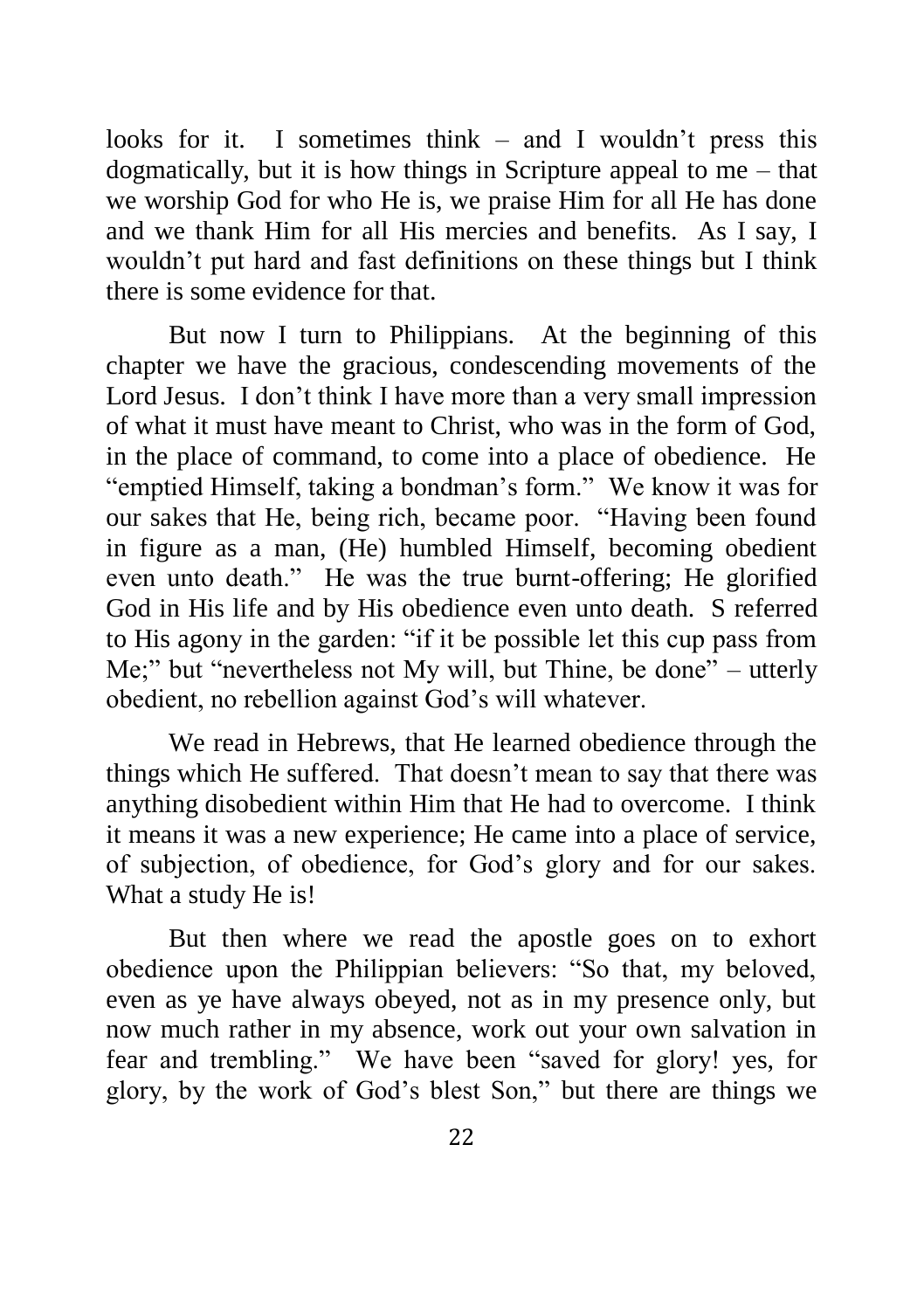looks for it. I sometimes think – and I wouldn't press this dogmatically, but it is how things in Scripture appeal to me – that we worship God for who He is, we praise Him for all He has done and we thank Him for all His mercies and benefits. As I say, I wouldn't put hard and fast definitions on these things but I think there is some evidence for that.

But now I turn to Philippians. At the beginning of this chapter we have the gracious, condescending movements of the Lord Jesus. I don't think I have more than a very small impression of what it must have meant to Christ, who was in the form of God, in the place of command, to come into a place of obedience. He "emptied Himself, taking a bondman's form." We know it was for our sakes that He, being rich, became poor. "Having been found in figure as a man, (He) humbled Himself, becoming obedient even unto death." He was the true burnt-offering; He glorified God in His life and by His obedience even unto death. S referred to His agony in the garden: "if it be possible let this cup pass from Me;" but "nevertheless not My will, but Thine, be done" – utterly obedient, no rebellion against God's will whatever.

We read in Hebrews, that He learned obedience through the things which He suffered. That doesn't mean to say that there was anything disobedient within Him that He had to overcome. I think it means it was a new experience; He came into a place of service, of subjection, of obedience, for God's glory and for our sakes. What a study He is!

But then where we read the apostle goes on to exhort obedience upon the Philippian believers: "So that, my beloved, even as ye have always obeyed, not as in my presence only, but now much rather in my absence, work out your own salvation in fear and trembling." We have been "saved for glory! yes, for glory, by the work of God's blest Son," but there are things we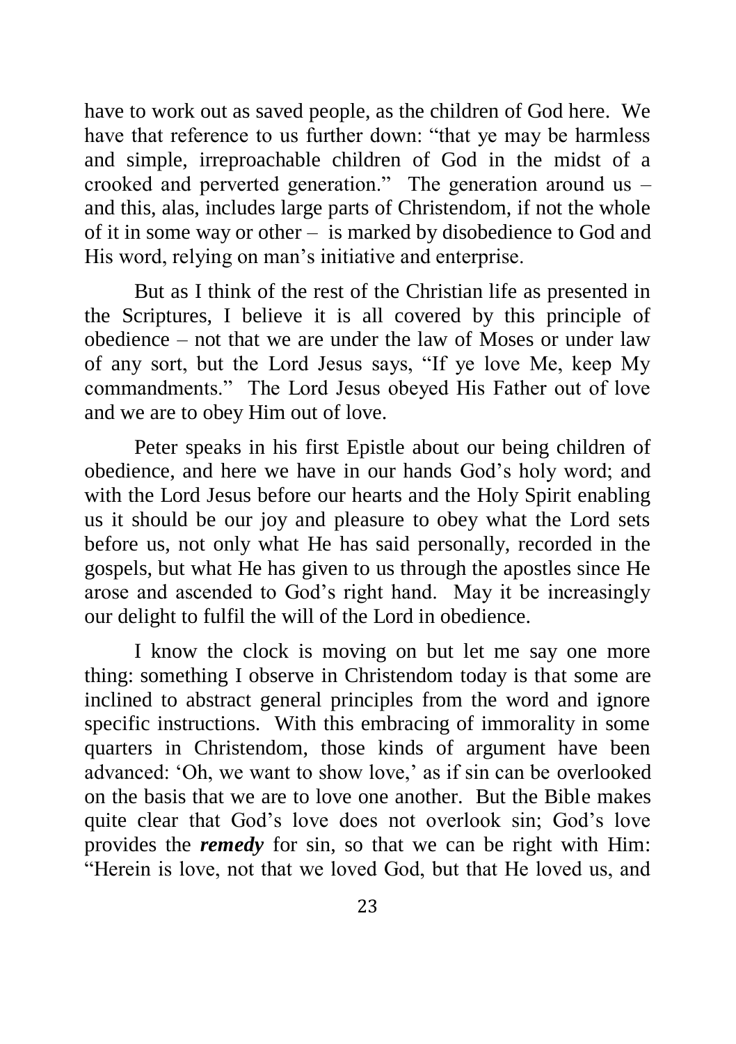have to work out as saved people, as the children of God here. We have that reference to us further down: "that ye may be harmless and simple, irreproachable children of God in the midst of a crooked and perverted generation." The generation around us – and this, alas, includes large parts of Christendom, if not the whole of it in some way or other – is marked by disobedience to God and His word, relying on man's initiative and enterprise.

But as I think of the rest of the Christian life as presented in the Scriptures, I believe it is all covered by this principle of obedience – not that we are under the law of Moses or under law of any sort, but the Lord Jesus says, "If ye love Me, keep My commandments." The Lord Jesus obeyed His Father out of love and we are to obey Him out of love.

Peter speaks in his first Epistle about our being children of obedience, and here we have in our hands God's holy word; and with the Lord Jesus before our hearts and the Holy Spirit enabling us it should be our joy and pleasure to obey what the Lord sets before us, not only what He has said personally, recorded in the gospels, but what He has given to us through the apostles since He arose and ascended to God's right hand. May it be increasingly our delight to fulfil the will of the Lord in obedience.

I know the clock is moving on but let me say one more thing: something I observe in Christendom today is that some are inclined to abstract general principles from the word and ignore specific instructions. With this embracing of immorality in some quarters in Christendom, those kinds of argument have been advanced: 'Oh, we want to show love,' as if sin can be overlooked on the basis that we are to love one another. But the Bible makes quite clear that God's love does not overlook sin; God's love provides the ***remedy*** for sin, so that we can be right with Him: "Herein is love, not that we loved God, but that He loved us, and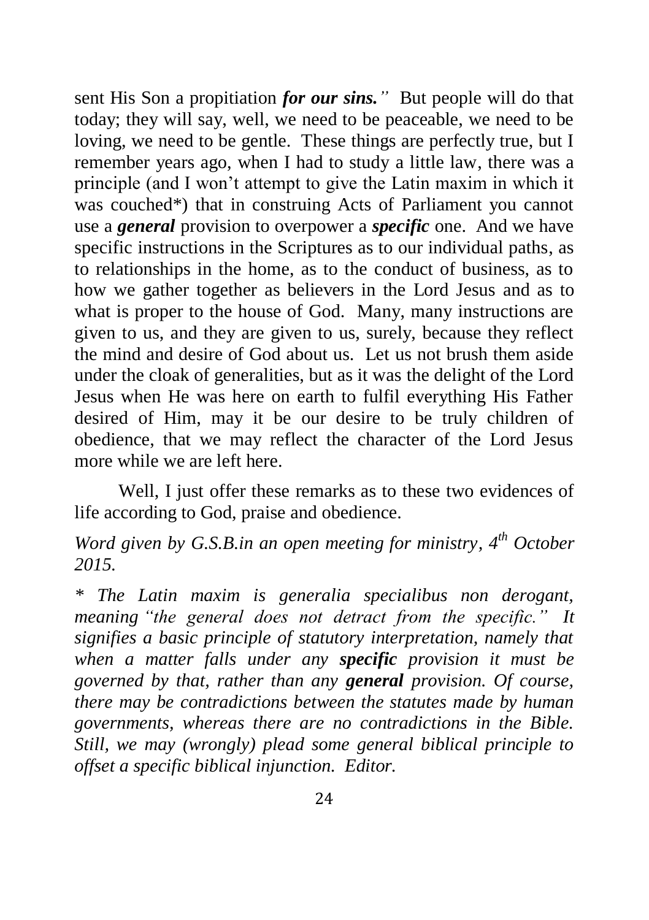sent His Son a propitiation ***for our sins.*"** But people will do that today; they will say, well, we need to be peaceable, we need to be loving, we need to be gentle. These things are perfectly true, but I remember years ago, when I had to study a little law, there was a principle (and I won't attempt to give the Latin maxim in which it was couched*) that in construing Acts of Parliament you cannot use a ***general*** provision to overpower a ***specific*** one. And we have specific instructions in the Scriptures as to our individual paths, as to relationships in the home, as to the conduct of business, as to how we gather together as believers in the Lord Jesus and as to what is proper to the house of God. Many, many instructions are given to us, and they are given to us, surely, because they reflect the mind and desire of God about us. Let us not brush them aside under the cloak of generalities, but as it was the delight of the Lord Jesus when He was here on earth to fulfil everything His Father desired of Him, may it be our desire to be truly children of obedience, that we may reflect the character of the Lord Jesus more while we are left here.

Well, I just offer these remarks as to these two evidences of life according to God, praise and obedience.

*Word given by G.S.B.in an open meeting for ministry, 4th October 2015.*

*\* The Latin maxim is generalia specialibus non derogant, meaning "the general does not detract from the specific." It signifies a basic principle of statutory interpretation, namely that when a matter falls under any **specific** provision it must be governed by that, rather than any **general** provision. Of course, there may be contradictions between the statutes made by human governments, whereas there are no contradictions in the Bible. Still, we may (wrongly) plead some general biblical principle to offset a specific biblical injunction. Editor.*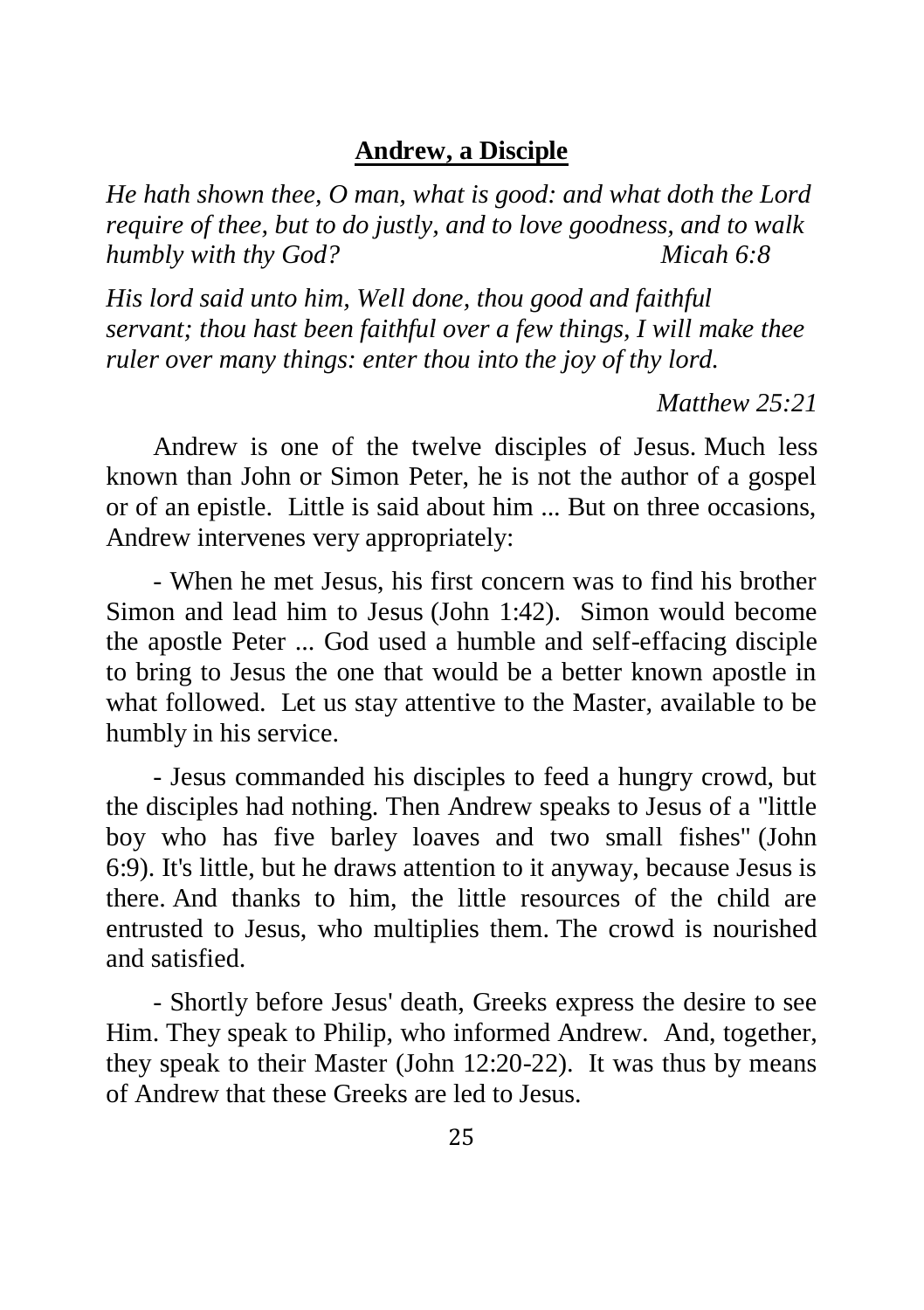## **Andrew, a Disciple**

*He hath shown thee, O man, what is good: and what doth the Lord require of thee, but to do justly, and to love goodness, and to walk humbly with thy God?* *Micah 6:8*

*His lord said unto him, Well done, thou good and faithful servant; thou hast been faithful over a few things, I will make thee ruler over many things: enter thou into the joy of thy lord.*

*Matthew 25:21*

Andrew is one of the twelve disciples of Jesus. Much less known than John or Simon Peter, he is not the author of a gospel or of an epistle. Little is said about him ... But on three occasions, Andrew intervenes very appropriately:

- When he met Jesus, his first concern was to find his brother Simon and lead him to Jesus (John 1:42). Simon would become the apostle Peter ... God used a humble and self-effacing disciple to bring to Jesus the one that would be a better known apostle in what followed. Let us stay attentive to the Master, available to be humbly in his service.

- Jesus commanded his disciples to feed a hungry crowd, but the disciples had nothing. Then Andrew speaks to Jesus of a "little boy who has five barley loaves and two small fishes" (John 6:9). It's little, but he draws attention to it anyway, because Jesus is there. And thanks to him, the little resources of the child are entrusted to Jesus, who multiplies them. The crowd is nourished and satisfied.

- Shortly before Jesus' death, Greeks express the desire to see Him. They speak to Philip, who informed Andrew. And, together, they speak to their Master (John 12:20-22). It was thus by means of Andrew that these Greeks are led to Jesus.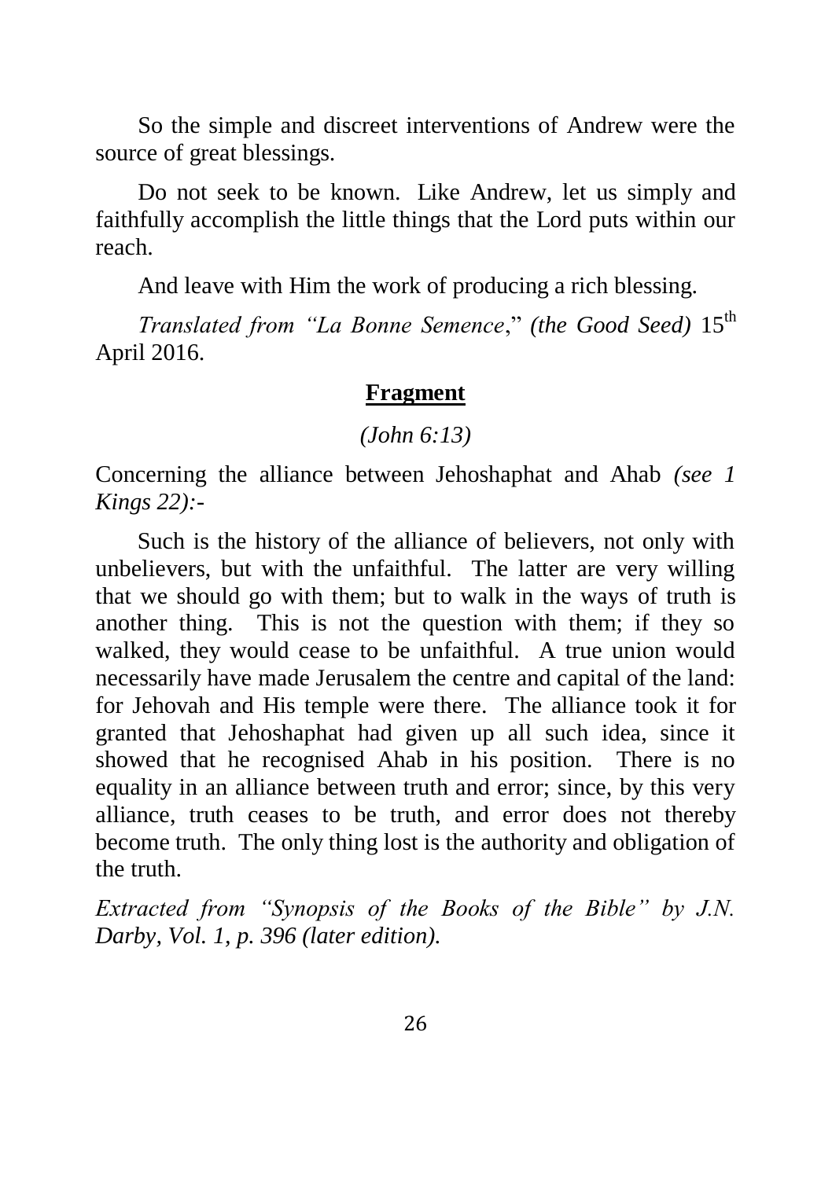So the simple and discreet interventions of Andrew were the source of great blessings.

Do not seek to be known. Like Andrew, let us simply and faithfully accomplish the little things that the Lord puts within our reach.

And leave with Him the work of producing a rich blessing.

*Translated from "La Bonne Semence*," *(the Good Seed)* 15th April 2016.

## **Fragment**

*(John 6:13)*

Concerning the alliance between Jehoshaphat and Ahab *(see 1 Kings 22):-*

Such is the history of the alliance of believers, not only with unbelievers, but with the unfaithful. The latter are very willing that we should go with them; but to walk in the ways of truth is another thing. This is not the question with them; if they so walked, they would cease to be unfaithful. A true union would necessarily have made Jerusalem the centre and capital of the land: for Jehovah and His temple were there. The alliance took it for granted that Jehoshaphat had given up all such idea, since it showed that he recognised Ahab in his position. There is no equality in an alliance between truth and error; since, by this very alliance, truth ceases to be truth, and error does not thereby become truth. The only thing lost is the authority and obligation of the truth.

*Extracted from "Synopsis of the Books of the Bible" by J.N. Darby, Vol. 1, p. 396 (later edition).*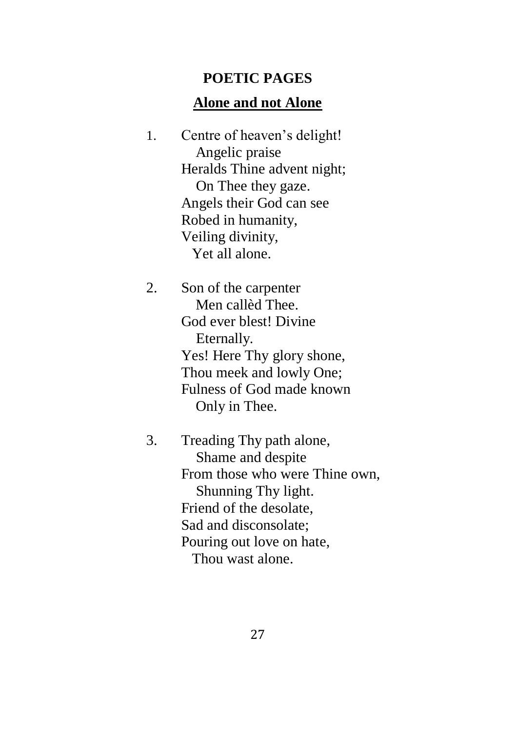## POETIC PAGES

### Alone and not Alone

1. Centre of heaven's delight!  
   Angelic praise  
   Heralds Thine advent night;  
   On Thee they gaze.  
   Angels their God can see  
   Robed in humanity,  
   Veiling divinity,  
   Yet all alone.

2. Son of the carpenter  
   Men callèd Thee.  
   God ever blest! Divine  
   Eternally.  
   Yes! Here Thy glory shone,  
   Thou meek and lowly One;  
   Fulness of God made known  
   Only in Thee.

3. Treading Thy path alone,  
   Shame and despite  
   From those who were Thine own,  
   Shunning Thy light.  
   Friend of the desolate,  
   Sad and disconsolate;  
   Pouring out love on hate,  
   Thou wast alone.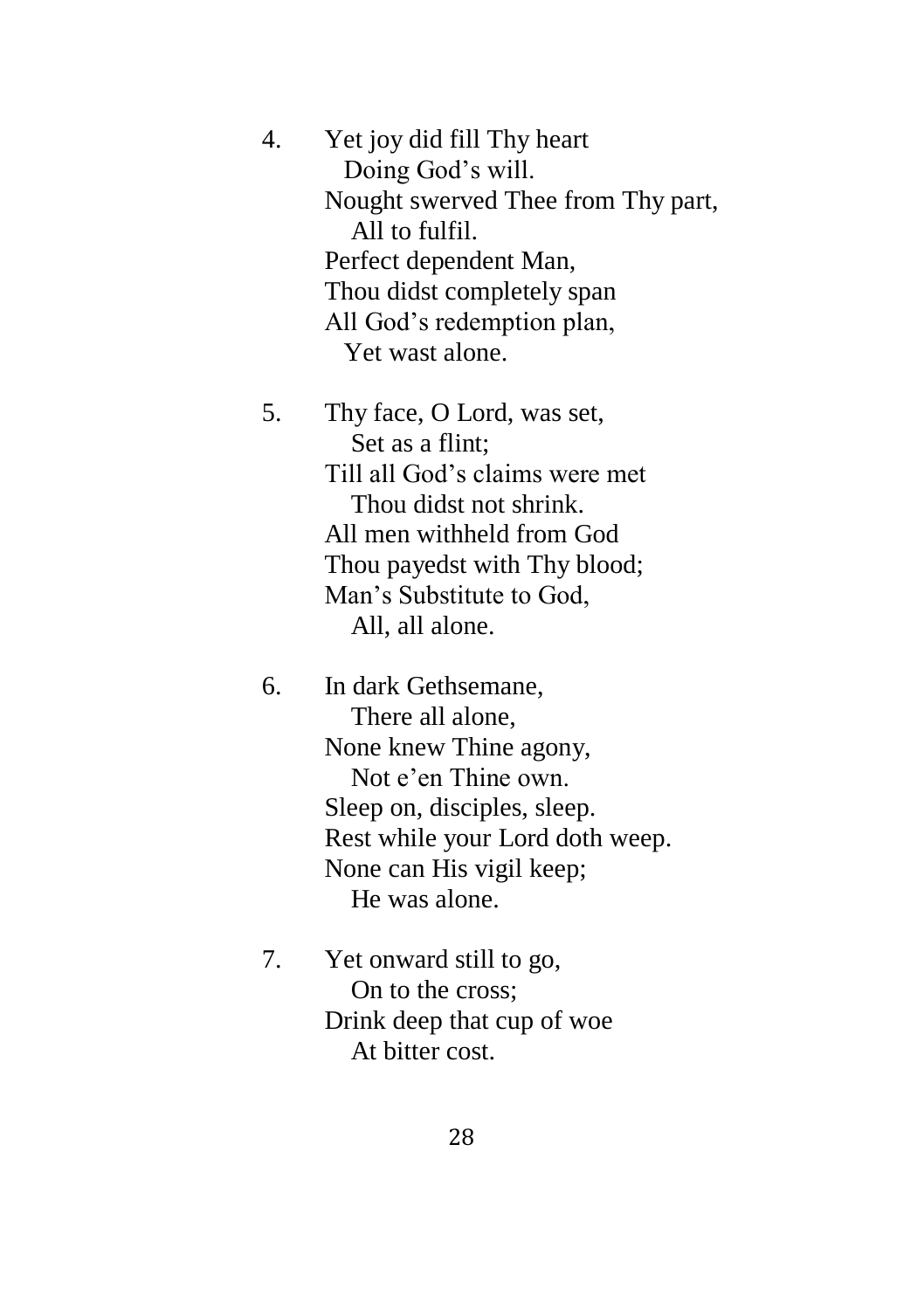4. Yet joy did fill Thy heart  
   Doing God's will.  
   Nought swerved Thee from Thy part,  
   All to fulfil.  
   Perfect dependent Man,  
   Thou didst completely span  
   All God's redemption plan,  
   Yet wast alone.

5. Thy face, O Lord, was set,  
   Set as a flint;  
   Till all God's claims were met  
   Thou didst not shrink.  
   All men withheld from God  
   Thou payedst with Thy blood;  
   Man's Substitute to God,  
   All, all alone.

6. In dark Gethsemane,  
   There all alone,  
   None knew Thine agony,  
   Not e'en Thine own.  
   Sleep on, disciples, sleep.  
   Rest while your Lord doth weep.  
   None can His vigil keep;  
   He was alone.

7. Yet onward still to go,  
   On to the cross;  
   Drink deep that cup of woe  
   At bitter cost.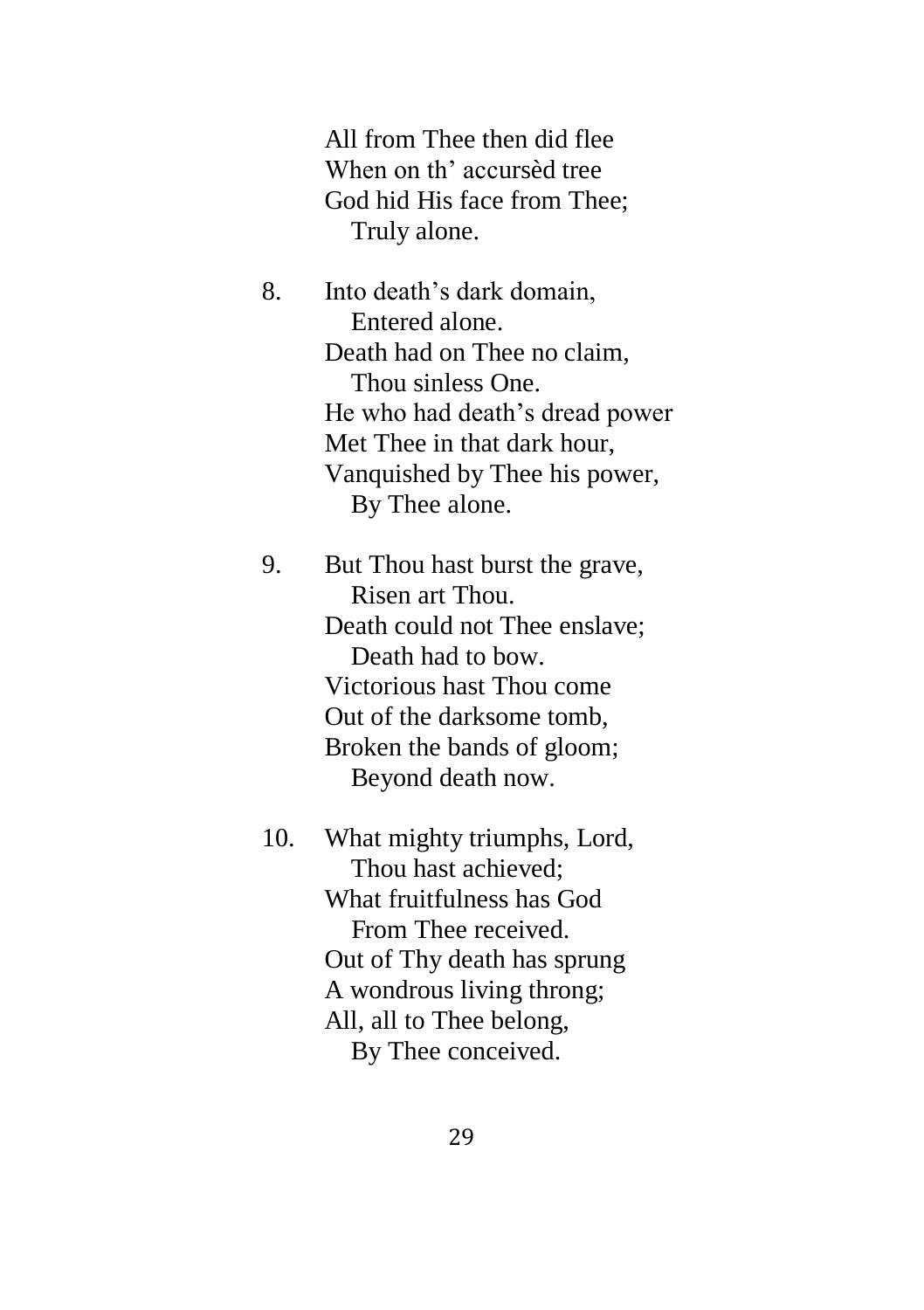All from Thee then did flee  
When on th' accursèd tree  
God hid His face from Thee;  
   Truly alone.

8. Into death's dark domain,  
   Entered alone.  
Death had on Thee no claim,  
   Thou sinless One.  
He who had death's dread power  
Met Thee in that dark hour,  
Vanquished by Thee his power,  
   By Thee alone.

9. But Thou hast burst the grave,  
   Risen art Thou.  
Death could not Thee enslave;  
   Death had to bow.  
Victorious hast Thou come  
Out of the darksome tomb,  
Broken the bands of gloom;  
   Beyond death now.

10. What mighty triumphs, Lord,  
   Thou hast achieved;  
What fruitfulness has God  
   From Thee received.  
Out of Thy death has sprung  
A wondrous living throng;  
All, all to Thee belong,  
   By Thee conceived.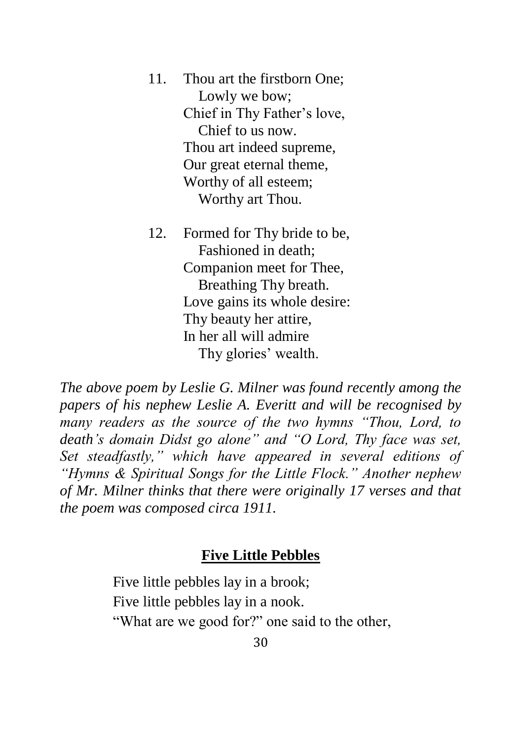11. Thou art the firstborn One;
       Lowly we bow;
    Chief in Thy Father's love,
       Chief to us now.
    Thou art indeed supreme,
    Our great eternal theme,
    Worthy of all esteem;
       Worthy art Thou.

12. Formed for Thy bride to be,
       Fashioned in death;
    Companion meet for Thee,
       Breathing Thy breath.
    Love gains its whole desire:
    Thy beauty her attire,
    In her all will admire
       Thy glories' wealth.

*The above poem by Leslie G. Milner was found recently among the papers of his nephew Leslie A. Everitt and will be recognised by many readers as the source of the two hymns "Thou, Lord, to death's domain Didst go alone" and "O Lord, Thy face was set, Set steadfastly," which have appeared in several editions of "Hymns & Spiritual Songs for the Little Flock." Another nephew of Mr. Milner thinks that there were originally 17 verses and that the poem was composed circa 1911.*

## Five Little Pebbles

Five little pebbles lay in a brook;
Five little pebbles lay in a nook.
"What are we good for?" one said to the other,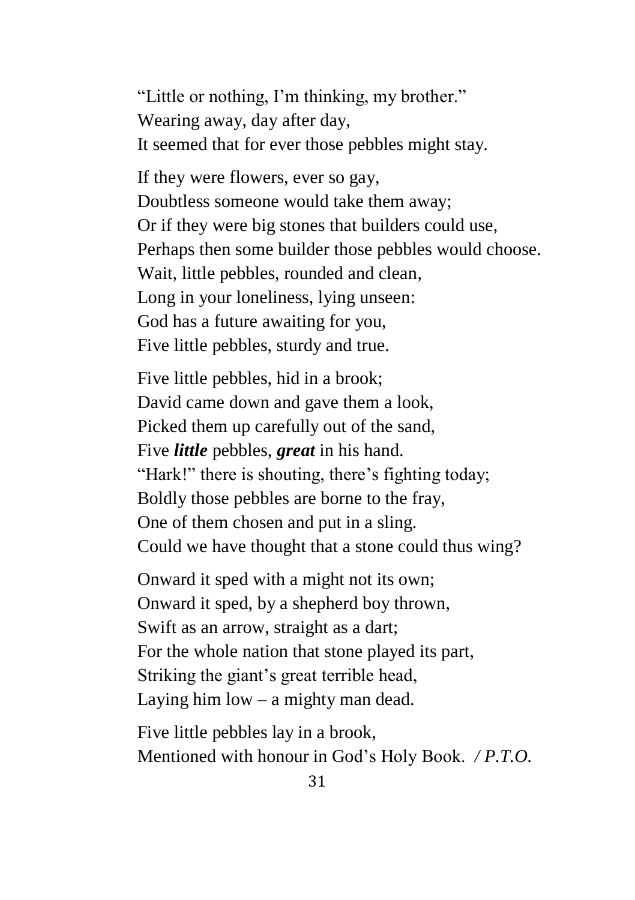"Little or nothing, I'm thinking, my brother."  
Wearing away, day after day,  
It seemed that for ever those pebbles might stay.

If they were flowers, ever so gay,  
Doubtless someone would take them away;  
Or if they were big stones that builders could use,  
Perhaps then some builder those pebbles would choose.  
Wait, little pebbles, rounded and clean,  
Long in your loneliness, lying unseen:  
God has a future awaiting for you,  
Five little pebbles, sturdy and true.

Five little pebbles, hid in a brook;  
David came down and gave them a look,  
Picked them up carefully out of the sand,  
Five ***little*** pebbles, ***great*** in his hand.  
"Hark!" there is shouting, there's fighting today;  
Boldly those pebbles are borne to the fray,  
One of them chosen and put in a sling.  
Could we have thought that a stone could thus wing?

Onward it sped with a might not its own;  
Onward it sped, by a shepherd boy thrown,  
Swift as an arrow, straight as a dart;  
For the whole nation that stone played its part,  
Striking the giant's great terrible head,  
Laying him low – a mighty man dead.

Five little pebbles lay in a brook,  
Mentioned with honour in God's Holy Book. */ P.T.O.*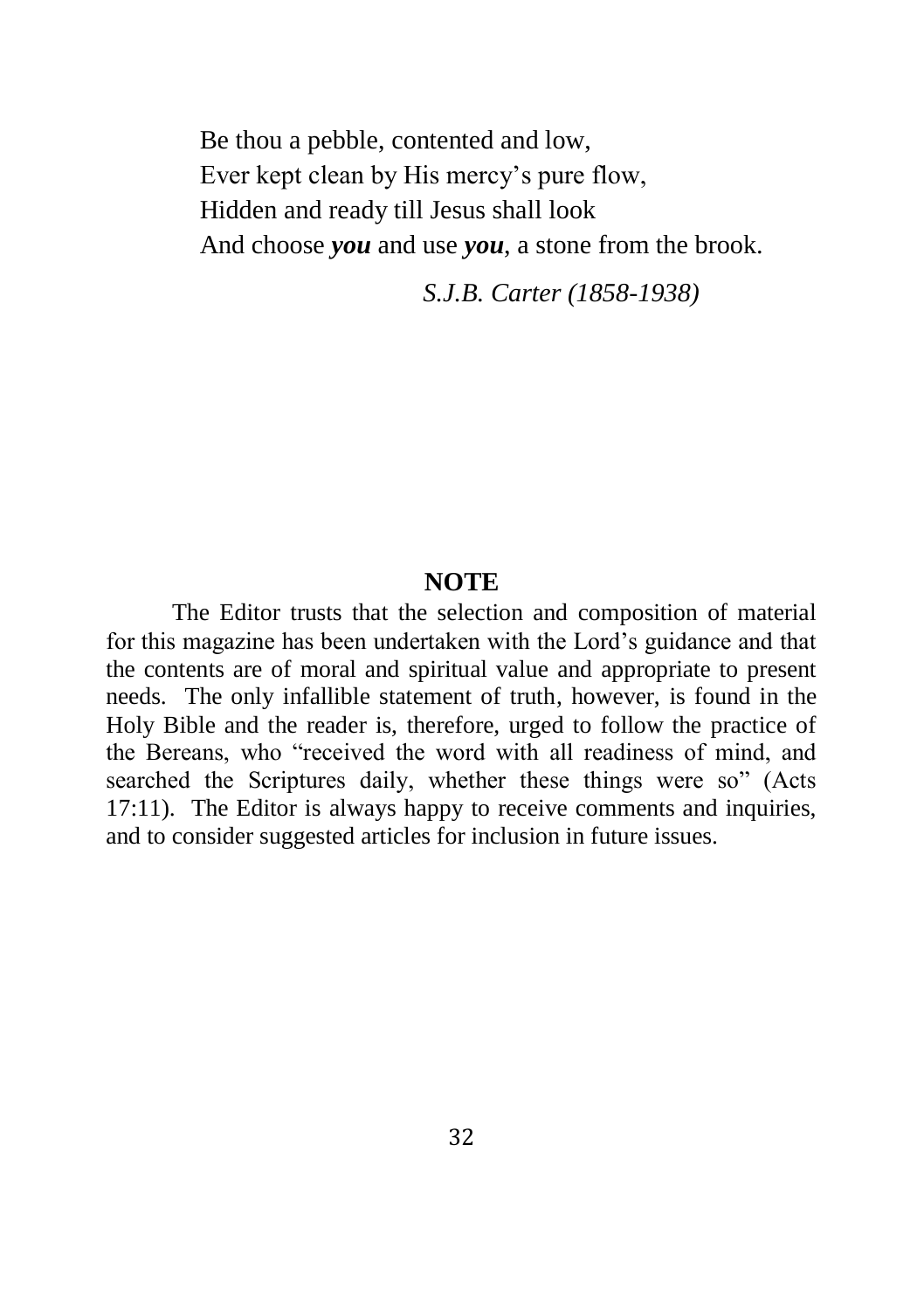Be thou a pebble, contented and low,
Ever kept clean by His mercy's pure flow,
Hidden and ready till Jesus shall look
And choose ***you*** and use ***you***, a stone from the brook.

*S.J.B. Carter (1858-1938)*

## NOTE

The Editor trusts that the selection and composition of material for this magazine has been undertaken with the Lord's guidance and that the contents are of moral and spiritual value and appropriate to present needs. The only infallible statement of truth, however, is found in the Holy Bible and the reader is, therefore, urged to follow the practice of the Bereans, who "received the word with all readiness of mind, and searched the Scriptures daily, whether these things were so" (Acts 17:11). The Editor is always happy to receive comments and inquiries, and to consider suggested articles for inclusion in future issues.